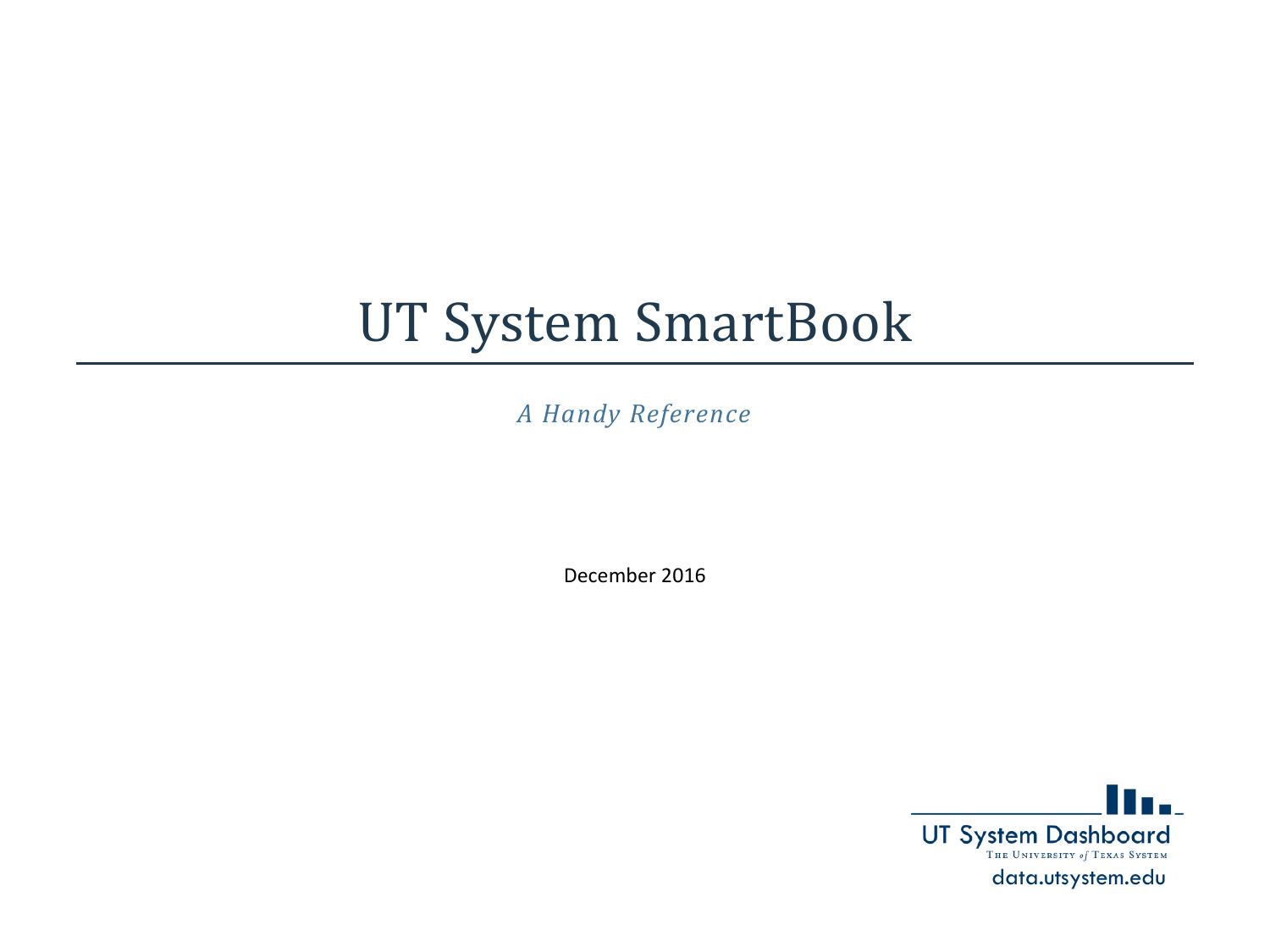# UT System SmartBook

*A Handy Reference*

December 2016

UT System Dashboard
The University of Texas System
data.utsystem.edu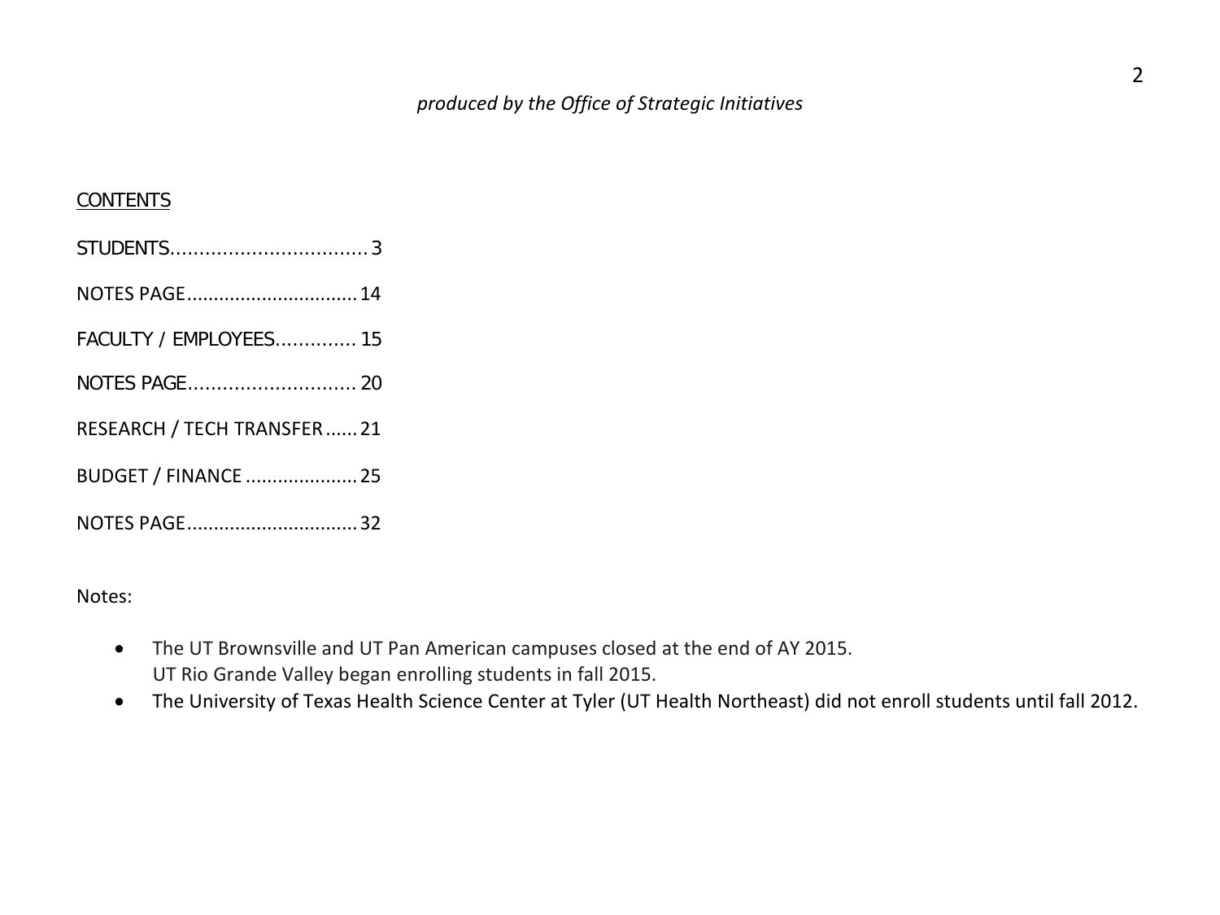*produced by the Office of Strategic Initiatives*

## CONTENTS

STUDENTS.................................. 3

NOTES PAGE................................ 14

FACULTY / EMPLOYEES.............. 15

NOTES PAGE............................. 20

RESEARCH / TECH TRANSFER...... 21

BUDGET / FINANCE ..................... 25

NOTES PAGE................................ 32

Notes:

- The UT Brownsville and UT Pan American campuses closed at the end of AY 2015.
  UT Rio Grande Valley began enrolling students in fall 2015.
- The University of Texas Health Science Center at Tyler (UT Health Northeast) did not enroll students until fall 2012.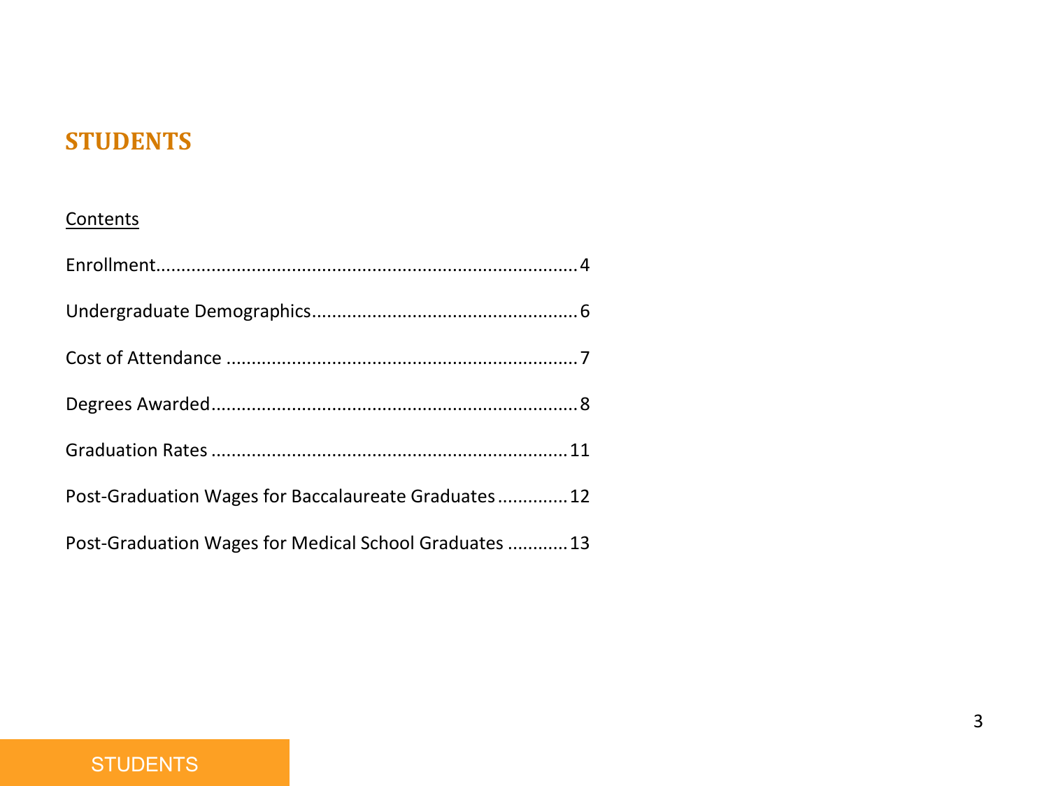# STUDENTS

Contents

Enrollment.......................................................................................4

Undergraduate Demographics.....................................................6

Cost of Attendance .......................................................................7

Degrees Awarded..........................................................................8

Graduation Rates .......................................................................11

Post-Graduation Wages for Baccalaureate Graduates.............12

Post-Graduation Wages for Medical School Graduates ............13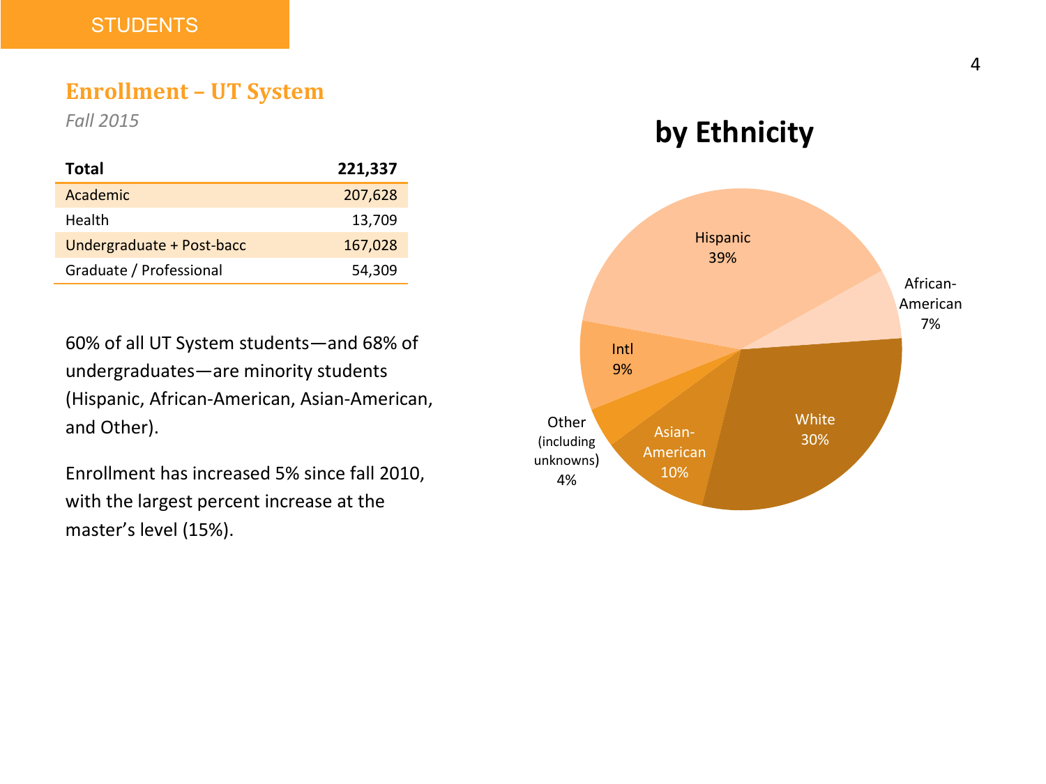STUDENTS

## Enrollment – UT System

*Fall 2015*

| Total | 221,337 |
|---|---|
| Academic | 207,628 |
| Health | 13,709 |
| Undergraduate + Post-bacc | 167,028 |
| Graduate / Professional | 54,309 |

60% of all UT System students—and 68% of undergraduates—are minority students (Hispanic, African-American, Asian-American, and Other).

Enrollment has increased 5% since fall 2010, with the largest percent increase at the master's level (15%).

### by Ethnicity

| Ethnicity | Percent |
|---|---|
| Hispanic | 39% |
| African-American | 7% |
| White | 30% |
| Asian-American | 10% |
| Other (including unknowns) | 4% |
| Intl | 9% |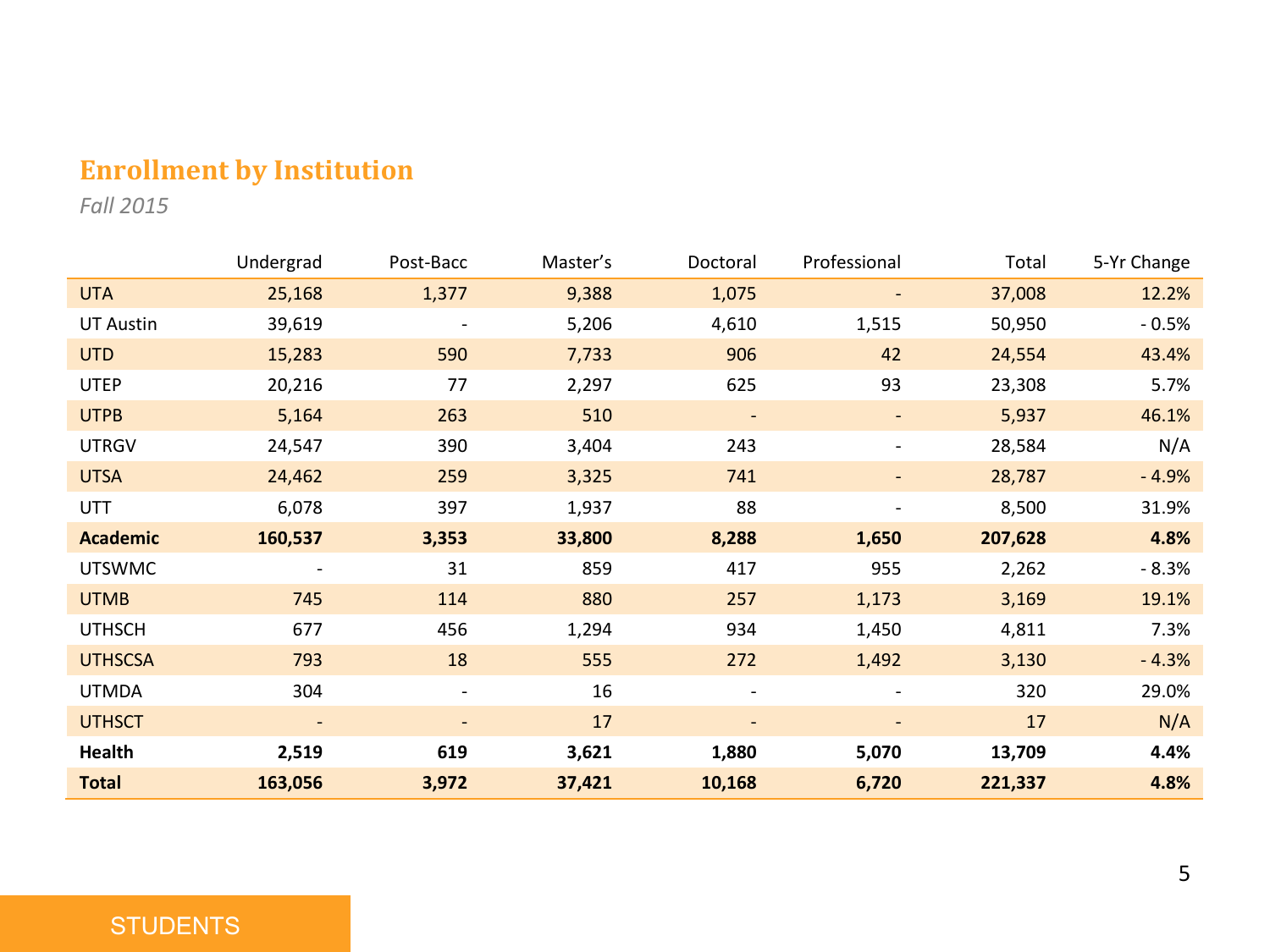## Enrollment by Institution

*Fall 2015*

| | Undergrad | Post-Bacc | Master's | Doctoral | Professional | Total | 5-Yr Change |
|---|---|---|---|---|---|---|---|
| UTA | 25,168 | 1,377 | 9,388 | 1,075 | - | 37,008 | 12.2% |
| UT Austin | 39,619 | - | 5,206 | 4,610 | 1,515 | 50,950 | - 0.5% |
| UTD | 15,283 | 590 | 7,733 | 906 | 42 | 24,554 | 43.4% |
| UTEP | 20,216 | 77 | 2,297 | 625 | 93 | 23,308 | 5.7% |
| UTPB | 5,164 | 263 | 510 | - | - | 5,937 | 46.1% |
| UTRGV | 24,547 | 390 | 3,404 | 243 | - | 28,584 | N/A |
| UTSA | 24,462 | 259 | 3,325 | 741 | - | 28,787 | - 4.9% |
| UTT | 6,078 | 397 | 1,937 | 88 | - | 8,500 | 31.9% |
| **Academic** | **160,537** | **3,353** | **33,800** | **8,288** | **1,650** | **207,628** | **4.8%** |
| UTSWMC | - | 31 | 859 | 417 | 955 | 2,262 | - 8.3% |
| UTMB | 745 | 114 | 880 | 257 | 1,173 | 3,169 | 19.1% |
| UTHSCH | 677 | 456 | 1,294 | 934 | 1,450 | 4,811 | 7.3% |
| UTHSCSA | 793 | 18 | 555 | 272 | 1,492 | 3,130 | - 4.3% |
| UTMDA | 304 | - | 16 | - | - | 320 | 29.0% |
| UTHSCT | - | - | 17 | - | - | 17 | N/A |
| **Health** | **2,519** | **619** | **3,621** | **1,880** | **5,070** | **13,709** | **4.4%** |
| **Total** | **163,056** | **3,972** | **37,421** | **10,168** | **6,720** | **221,337** | **4.8%** |

STUDENTS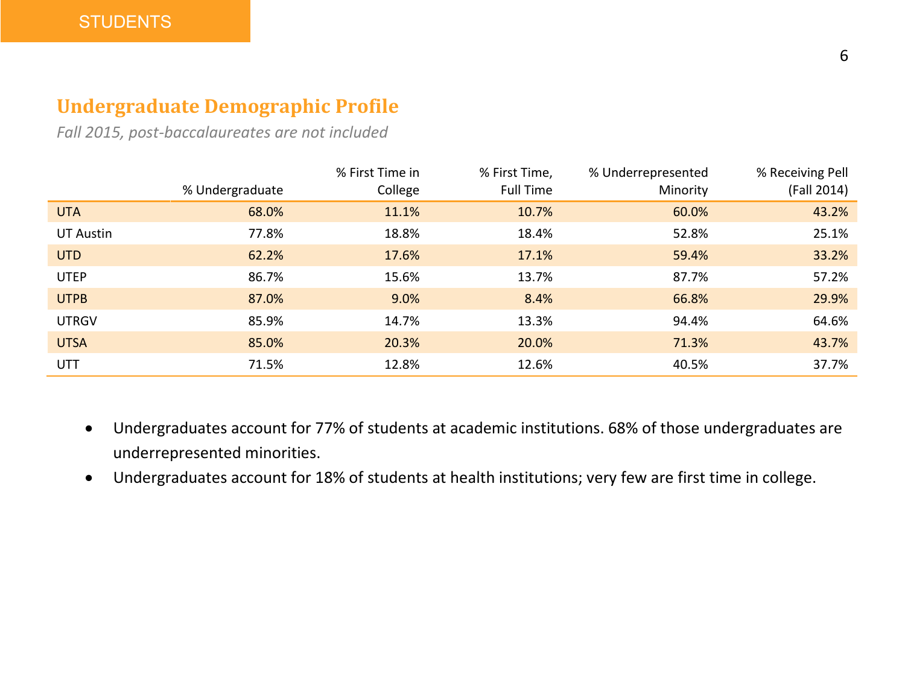## Undergraduate Demographic Profile

*Fall 2015, post-baccalaureates are not included*

| | % Undergraduate | % First Time in College | % First Time, Full Time | % Underrepresented Minority | % Receiving Pell (Fall 2014) |
|---|---|---|---|---|---|
| UTA | 68.0% | 11.1% | 10.7% | 60.0% | 43.2% |
| UT Austin | 77.8% | 18.8% | 18.4% | 52.8% | 25.1% |
| UTD | 62.2% | 17.6% | 17.1% | 59.4% | 33.2% |
| UTEP | 86.7% | 15.6% | 13.7% | 87.7% | 57.2% |
| UTPB | 87.0% | 9.0% | 8.4% | 66.8% | 29.9% |
| UTRGV | 85.9% | 14.7% | 13.3% | 94.4% | 64.6% |
| UTSA | 85.0% | 20.3% | 20.0% | 71.3% | 43.7% |
| UTT | 71.5% | 12.8% | 12.6% | 40.5% | 37.7% |

- Undergraduates account for 77% of students at academic institutions. 68% of those undergraduates are underrepresented minorities.
- Undergraduates account for 18% of students at health institutions; very few are first time in college.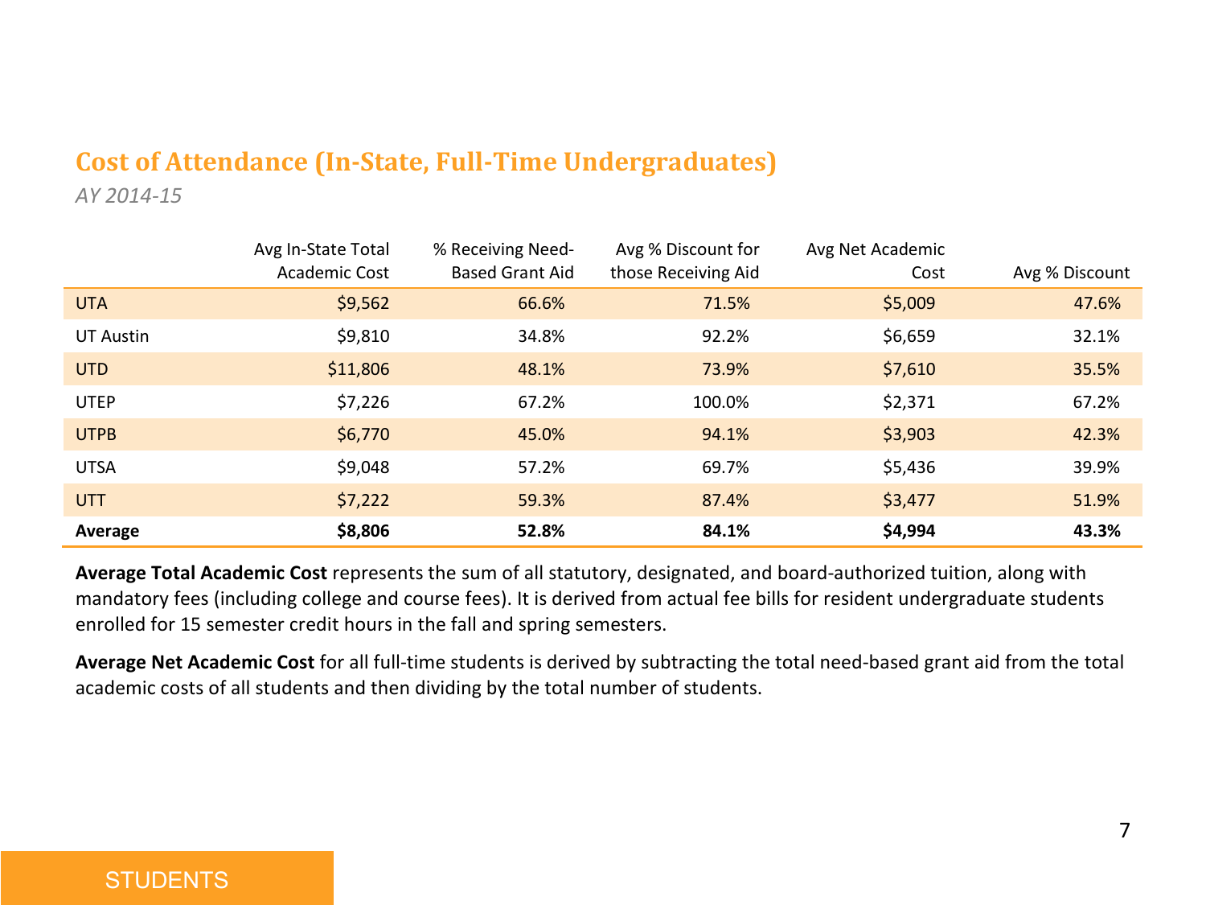## Cost of Attendance (In-State, Full-Time Undergraduates)

*AY 2014-15*

| | Avg In-State Total Academic Cost | % Receiving Need-Based Grant Aid | Avg % Discount for those Receiving Aid | Avg Net Academic Cost | Avg % Discount |
|---|---|---|---|---|---|
| UTA | $9,562 | 66.6% | 71.5% | $5,009 | 47.6% |
| UT Austin | $9,810 | 34.8% | 92.2% | $6,659 | 32.1% |
| UTD | $11,806 | 48.1% | 73.9% | $7,610 | 35.5% |
| UTEP | $7,226 | 67.2% | 100.0% | $2,371 | 67.2% |
| UTPB | $6,770 | 45.0% | 94.1% | $3,903 | 42.3% |
| UTSA | $9,048 | 57.2% | 69.7% | $5,436 | 39.9% |
| UTT | $7,222 | 59.3% | 87.4% | $3,477 | 51.9% |
| **Average** | **$8,806** | **52.8%** | **84.1%** | **$4,994** | **43.3%** |

**Average Total Academic Cost** represents the sum of all statutory, designated, and board-authorized tuition, along with mandatory fees (including college and course fees). It is derived from actual fee bills for resident undergraduate students enrolled for 15 semester credit hours in the fall and spring semesters.

**Average Net Academic Cost** for all full-time students is derived by subtracting the total need-based grant aid from the total academic costs of all students and then dividing by the total number of students.

STUDENTS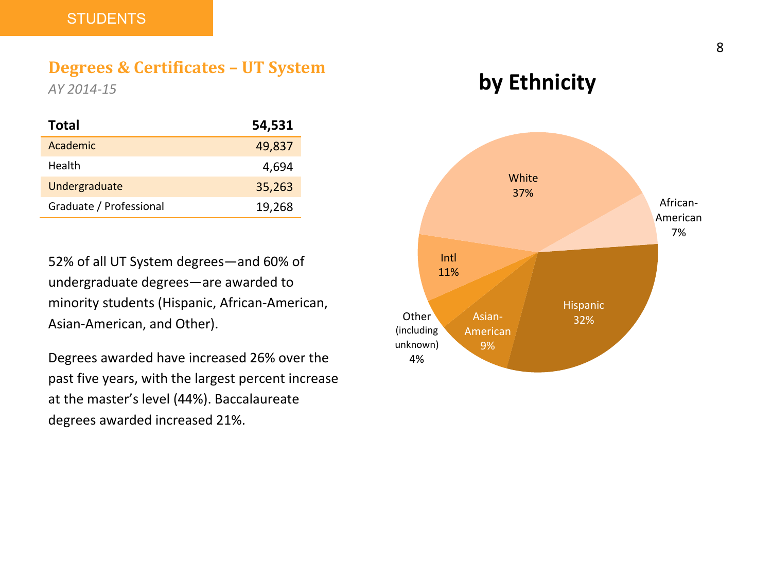STUDENTS

## Degrees & Certificates – UT System

*AY 2014-15*

| Total | 54,531 |
|---|---|
| Academic | 49,837 |
| Health | 4,694 |
| Undergraduate | 35,263 |
| Graduate / Professional | 19,268 |

52% of all UT System degrees—and 60% of undergraduate degrees—are awarded to minority students (Hispanic, African-American, Asian-American, and Other).

Degrees awarded have increased 26% over the past five years, with the largest percent increase at the master's level (44%). Baccalaureate degrees awarded increased 21%.

### by Ethnicity

| Ethnicity | Percent |
|---|---|
| White | 37% |
| African-American | 7% |
| Hispanic | 32% |
| Asian-American | 9% |
| Other (including unknown) | 4% |
| Intl | 11% |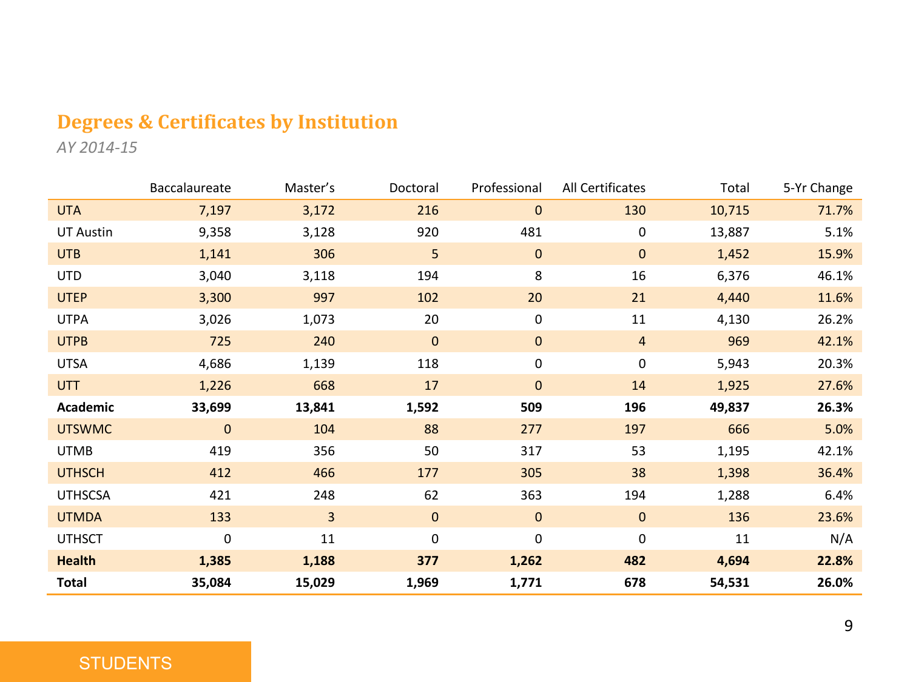## Degrees & Certificates by Institution

*AY 2014-15*

| | Baccalaureate | Master's | Doctoral | Professional | All Certificates | Total | 5-Yr Change |
|---|---|---|---|---|---|---|---|
| UTA | 7,197 | 3,172 | 216 | 0 | 130 | 10,715 | 71.7% |
| UT Austin | 9,358 | 3,128 | 920 | 481 | 0 | 13,887 | 5.1% |
| UTB | 1,141 | 306 | 5 | 0 | 0 | 1,452 | 15.9% |
| UTD | 3,040 | 3,118 | 194 | 8 | 16 | 6,376 | 46.1% |
| UTEP | 3,300 | 997 | 102 | 20 | 21 | 4,440 | 11.6% |
| UTPA | 3,026 | 1,073 | 20 | 0 | 11 | 4,130 | 26.2% |
| UTPB | 725 | 240 | 0 | 0 | 4 | 969 | 42.1% |
| UTSA | 4,686 | 1,139 | 118 | 0 | 0 | 5,943 | 20.3% |
| UTT | 1,226 | 668 | 17 | 0 | 14 | 1,925 | 27.6% |
| **Academic** | **33,699** | **13,841** | **1,592** | **509** | **196** | **49,837** | **26.3%** |
| UTSWMC | 0 | 104 | 88 | 277 | 197 | 666 | 5.0% |
| UTMB | 419 | 356 | 50 | 317 | 53 | 1,195 | 42.1% |
| UTHSCH | 412 | 466 | 177 | 305 | 38 | 1,398 | 36.4% |
| UTHSCSA | 421 | 248 | 62 | 363 | 194 | 1,288 | 6.4% |
| UTMDA | 133 | 3 | 0 | 0 | 0 | 136 | 23.6% |
| UTHSCT | 0 | 11 | 0 | 0 | 0 | 11 | N/A |
| **Health** | **1,385** | **1,188** | **377** | **1,262** | **482** | **4,694** | **22.8%** |
| **Total** | **35,084** | **15,029** | **1,969** | **1,771** | **678** | **54,531** | **26.0%** |

STUDENTS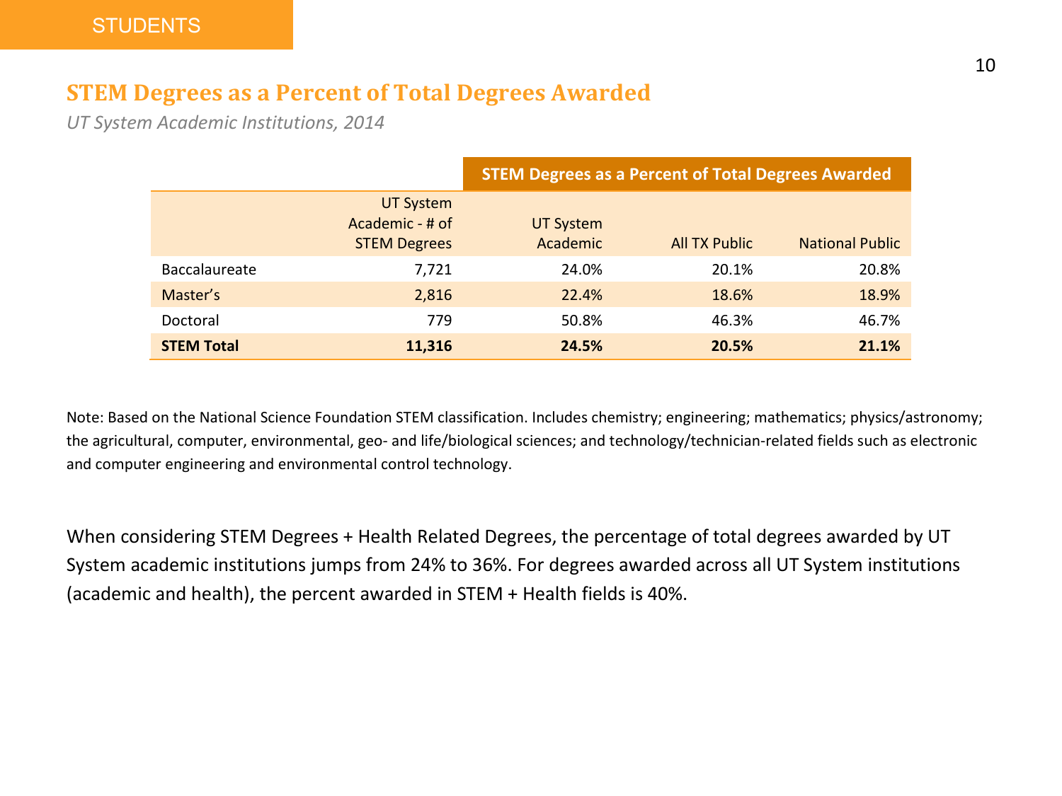STUDENTS

## STEM Degrees as a Percent of Total Degrees Awarded

*UT System Academic Institutions, 2014*

| | | STEM Degrees as a Percent of Total Degrees Awarded | | |
|---|---|---|---|---|
| | UT System Academic - # of STEM Degrees | UT System Academic | All TX Public | National Public |
| Baccalaureate | 7,721 | 24.0% | 20.1% | 20.8% |
| Master's | 2,816 | 22.4% | 18.6% | 18.9% |
| Doctoral | 779 | 50.8% | 46.3% | 46.7% |
| **STEM Total** | **11,316** | **24.5%** | **20.5%** | **21.1%** |

Note: Based on the National Science Foundation STEM classification. Includes chemistry; engineering; mathematics; physics/astronomy; the agricultural, computer, environmental, geo- and life/biological sciences; and technology/technician-related fields such as electronic and computer engineering and environmental control technology.

When considering STEM Degrees + Health Related Degrees, the percentage of total degrees awarded by UT System academic institutions jumps from 24% to 36%. For degrees awarded across all UT System institutions (academic and health), the percent awarded in STEM + Health fields is 40%.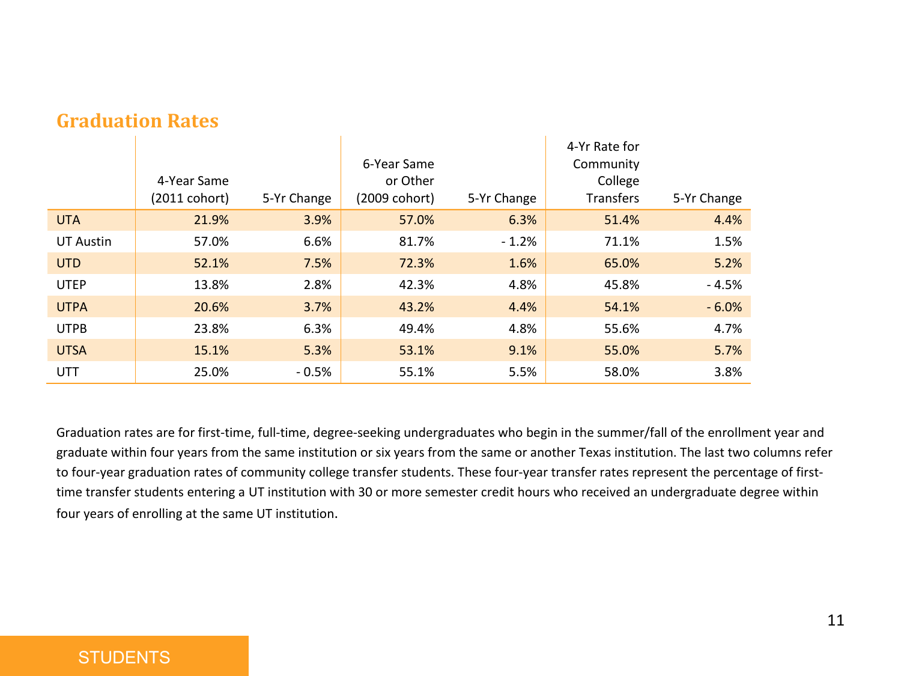## Graduation Rates

| | 4-Year Same (2011 cohort) | 5-Yr Change | 6-Year Same or Other (2009 cohort) | 5-Yr Change | 4-Yr Rate for Community College Transfers | 5-Yr Change |
|---|---|---|---|---|---|---|
| UTA | 21.9% | 3.9% | 57.0% | 6.3% | 51.4% | 4.4% |
| UT Austin | 57.0% | 6.6% | 81.7% | - 1.2% | 71.1% | 1.5% |
| UTD | 52.1% | 7.5% | 72.3% | 1.6% | 65.0% | 5.2% |
| UTEP | 13.8% | 2.8% | 42.3% | 4.8% | 45.8% | - 4.5% |
| UTPA | 20.6% | 3.7% | 43.2% | 4.4% | 54.1% | - 6.0% |
| UTPB | 23.8% | 6.3% | 49.4% | 4.8% | 55.6% | 4.7% |
| UTSA | 15.1% | 5.3% | 53.1% | 9.1% | 55.0% | 5.7% |
| UTT | 25.0% | - 0.5% | 55.1% | 5.5% | 58.0% | 3.8% |

Graduation rates are for first-time, full-time, degree-seeking undergraduates who begin in the summer/fall of the enrollment year and graduate within four years from the same institution or six years from the same or another Texas institution. The last two columns refer to four-year graduation rates of community college transfer students. These four-year transfer rates represent the percentage of first-time transfer students entering a UT institution with 30 or more semester credit hours who received an undergraduate degree within four years of enrolling at the same UT institution.

STUDENTS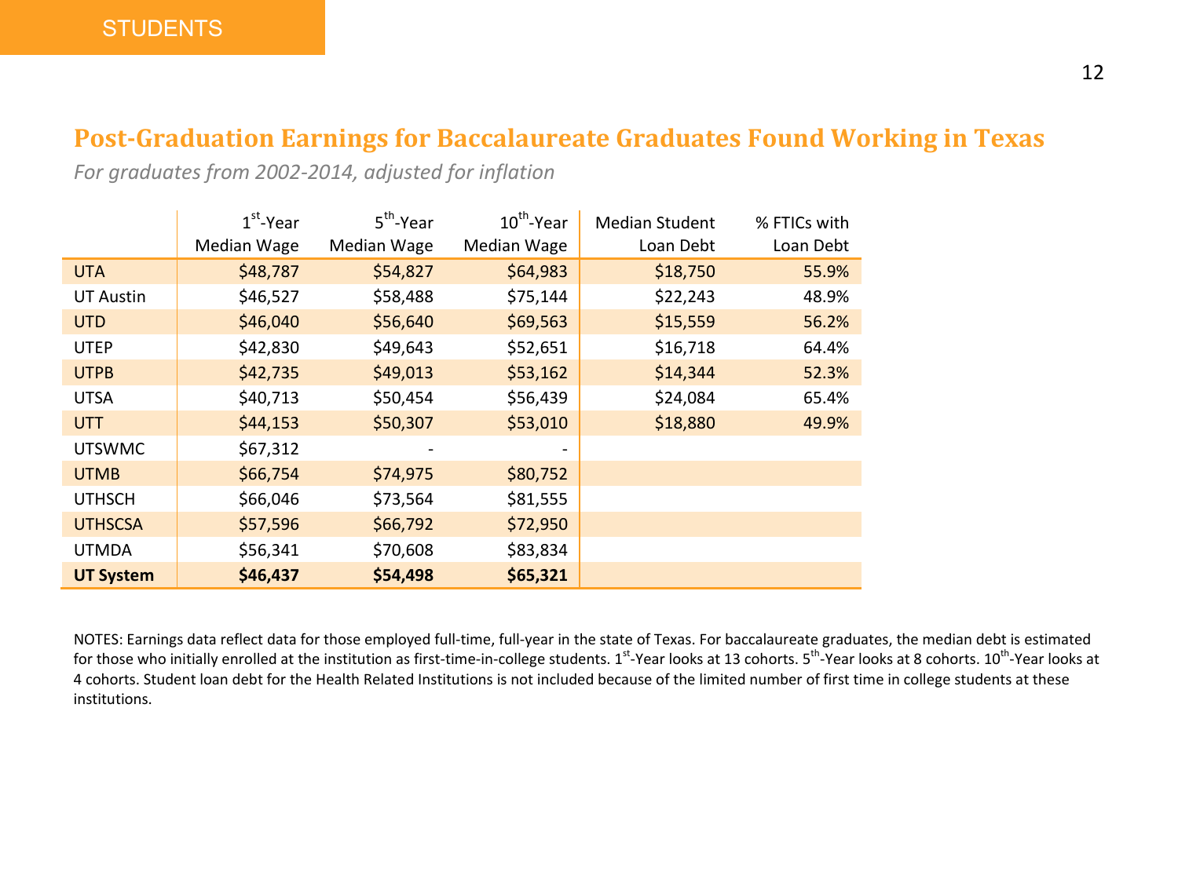STUDENTS

## Post-Graduation Earnings for Baccalaureate Graduates Found Working in Texas

*For graduates from 2002-2014, adjusted for inflation*

| | 1st-Year Median Wage | 5th-Year Median Wage | 10th-Year Median Wage | Median Student Loan Debt | % FTICs with Loan Debt |
|---|---|---|---|---|---|
| UTA | $48,787 | $54,827 | $64,983 | $18,750 | 55.9% |
| UT Austin | $46,527 | $58,488 | $75,144 | $22,243 | 48.9% |
| UTD | $46,040 | $56,640 | $69,563 | $15,559 | 56.2% |
| UTEP | $42,830 | $49,643 | $52,651 | $16,718 | 64.4% |
| UTPB | $42,735 | $49,013 | $53,162 | $14,344 | 52.3% |
| UTSA | $40,713 | $50,454 | $56,439 | $24,084 | 65.4% |
| UTT | $44,153 | $50,307 | $53,010 | $18,880 | 49.9% |
| UTSWMC | $67,312 | - | - | | |
| UTMB | $66,754 | $74,975 | $80,752 | | |
| UTHSCH | $66,046 | $73,564 | $81,555 | | |
| UTHSCSA | $57,596 | $66,792 | $72,950 | | |
| UTMDA | $56,341 | $70,608 | $83,834 | | |
| **UT System** | **$46,437** | **$54,498** | **$65,321** | | |

NOTES: Earnings data reflect data for those employed full-time, full-year in the state of Texas. For baccalaureate graduates, the median debt is estimated for those who initially enrolled at the institution as first-time-in-college students. 1st-Year looks at 13 cohorts. 5th-Year looks at 8 cohorts. 10th-Year looks at 4 cohorts. Student loan debt for the Health Related Institutions is not included because of the limited number of first time in college students at these institutions.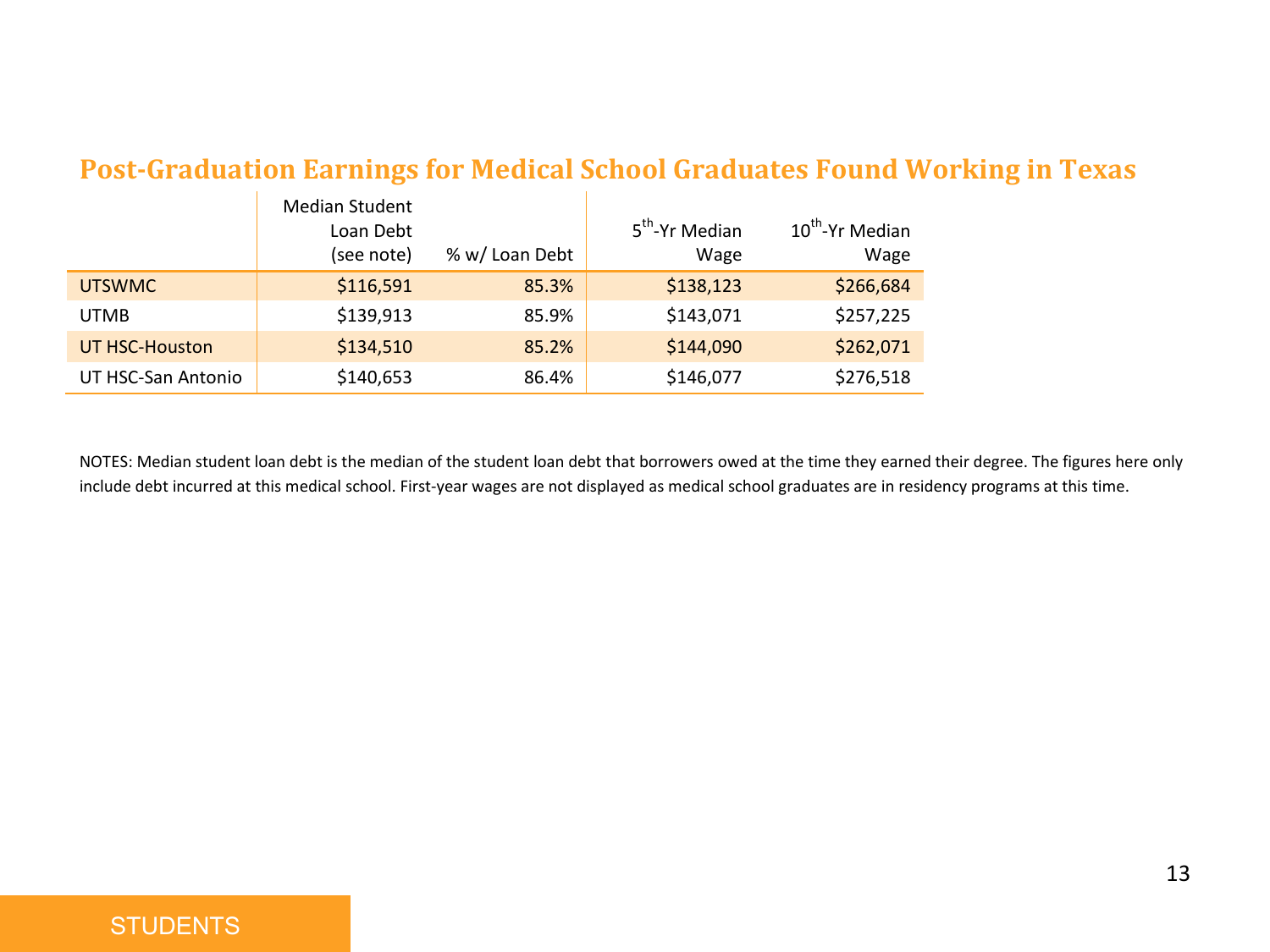## Post-Graduation Earnings for Medical School Graduates Found Working in Texas

| | Median Student Loan Debt (see note) | % w/ Loan Debt | 5th-Yr Median Wage | 10th-Yr Median Wage |
|---|---|---|---|---|
| UTSWMC | $116,591 | 85.3% | $138,123 | $266,684 |
| UTMB | $139,913 | 85.9% | $143,071 | $257,225 |
| UT HSC-Houston | $134,510 | 85.2% | $144,090 | $262,071 |
| UT HSC-San Antonio | $140,653 | 86.4% | $146,077 | $276,518 |

NOTES: Median student loan debt is the median of the student loan debt that borrowers owed at the time they earned their degree. The figures here only include debt incurred at this medical school. First-year wages are not displayed as medical school graduates are in residency programs at this time.

STUDENTS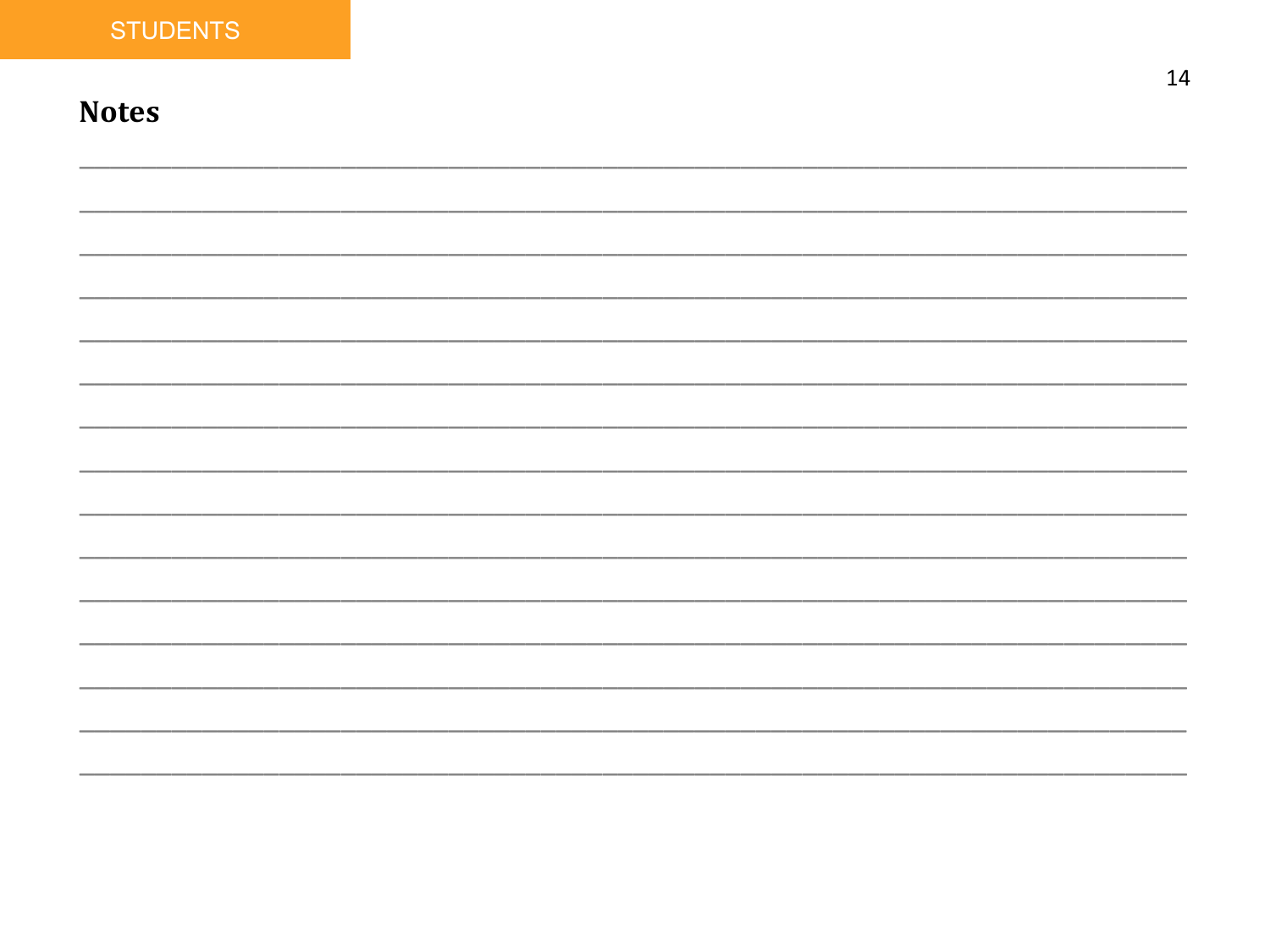## Notes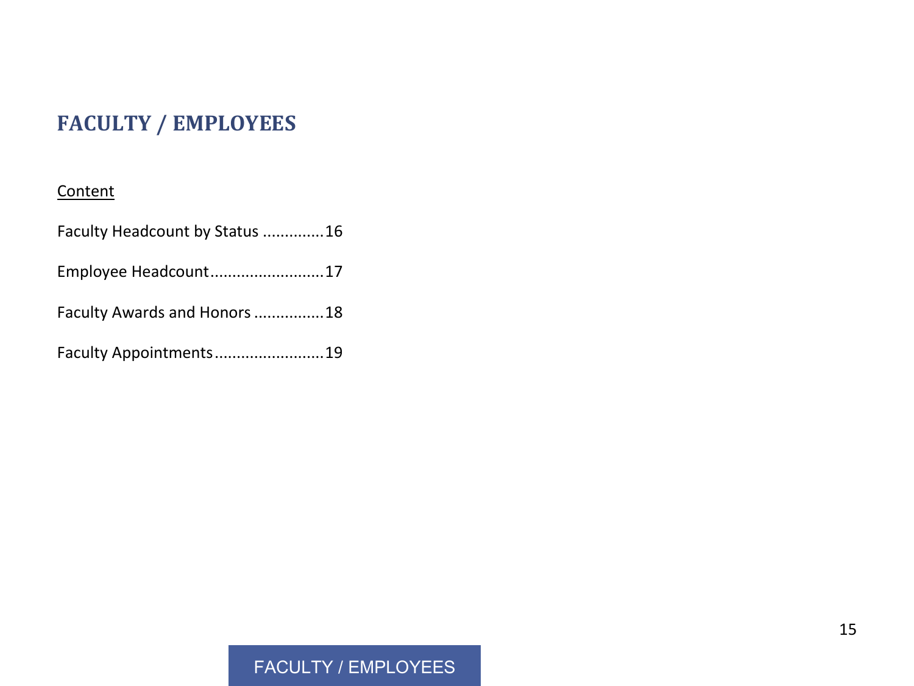# FACULTY / EMPLOYEES

Content

Faculty Headcount by Status .............16

Employee Headcount.........................17

Faculty Awards and Honors ...............18

Faculty Appointments........................19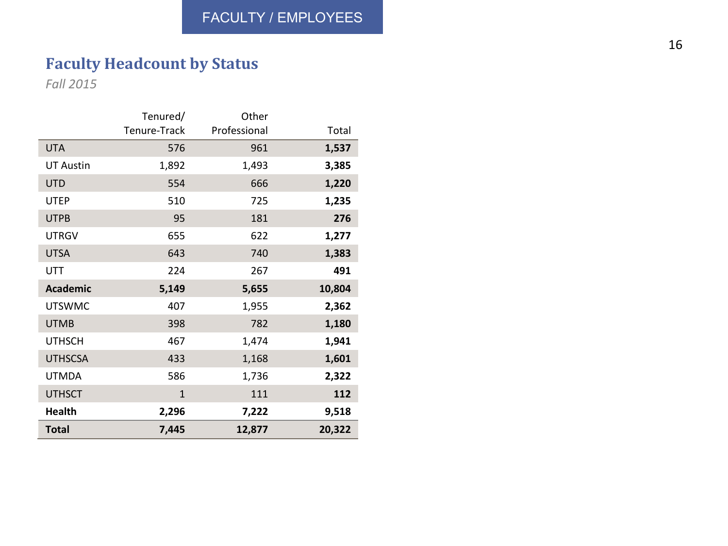FACULTY / EMPLOYEES

## Faculty Headcount by Status

*Fall 2015*

| | Tenured/ Tenure-Track | Other Professional | Total |
|---|---:|---:|---:|
| UTA | 576 | 961 | **1,537** |
| UT Austin | 1,892 | 1,493 | **3,385** |
| UTD | 554 | 666 | **1,220** |
| UTEP | 510 | 725 | **1,235** |
| UTPB | 95 | 181 | **276** |
| UTRGV | 655 | 622 | **1,277** |
| UTSA | 643 | 740 | **1,383** |
| UTT | 224 | 267 | **491** |
| **Academic** | **5,149** | **5,655** | **10,804** |
| UTSWMC | 407 | 1,955 | **2,362** |
| UTMB | 398 | 782 | **1,180** |
| UTHSCH | 467 | 1,474 | **1,941** |
| UTHSCSA | 433 | 1,168 | **1,601** |
| UTMDA | 586 | 1,736 | **2,322** |
| UTHSCT | 1 | 111 | **112** |
| **Health** | **2,296** | **7,222** | **9,518** |
| **Total** | **7,445** | **12,877** | **20,322** |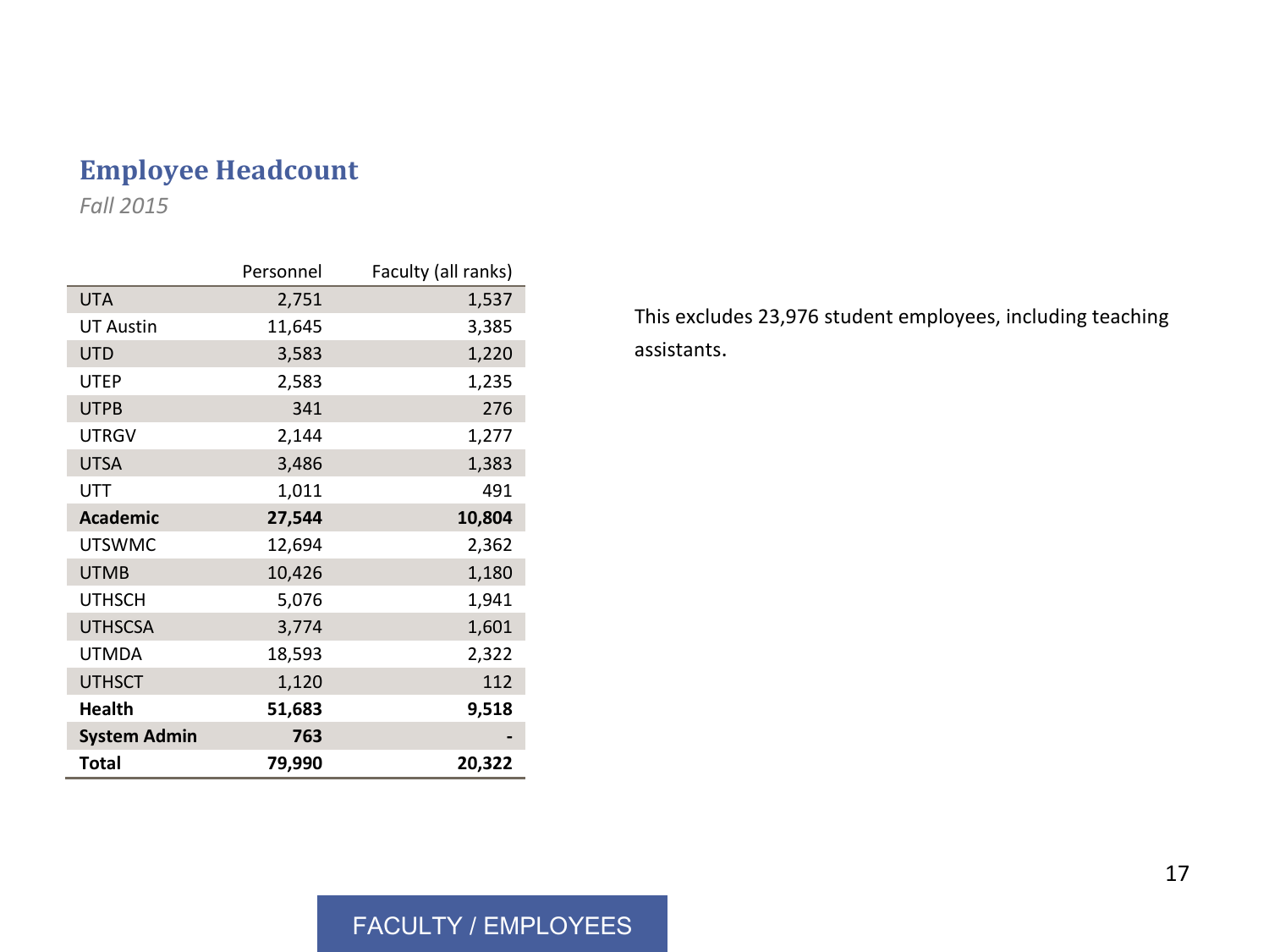## Employee Headcount

*Fall 2015*

| | Personnel | Faculty (all ranks) |
|---|---|---|
| UTA | 2,751 | 1,537 |
| UT Austin | 11,645 | 3,385 |
| UTD | 3,583 | 1,220 |
| UTEP | 2,583 | 1,235 |
| UTPB | 341 | 276 |
| UTRGV | 2,144 | 1,277 |
| UTSA | 3,486 | 1,383 |
| UTT | 1,011 | 491 |
| **Academic** | **27,544** | **10,804** |
| UTSWMC | 12,694 | 2,362 |
| UTMB | 10,426 | 1,180 |
| UTHSCH | 5,076 | 1,941 |
| UTHSCSA | 3,774 | 1,601 |
| UTMDA | 18,593 | 2,322 |
| UTHSCT | 1,120 | 112 |
| **Health** | **51,683** | **9,518** |
| **System Admin** | **763** | **-** |
| **Total** | **79,990** | **20,322** |

This excludes 23,976 student employees, including teaching assistants.

FACULTY / EMPLOYEES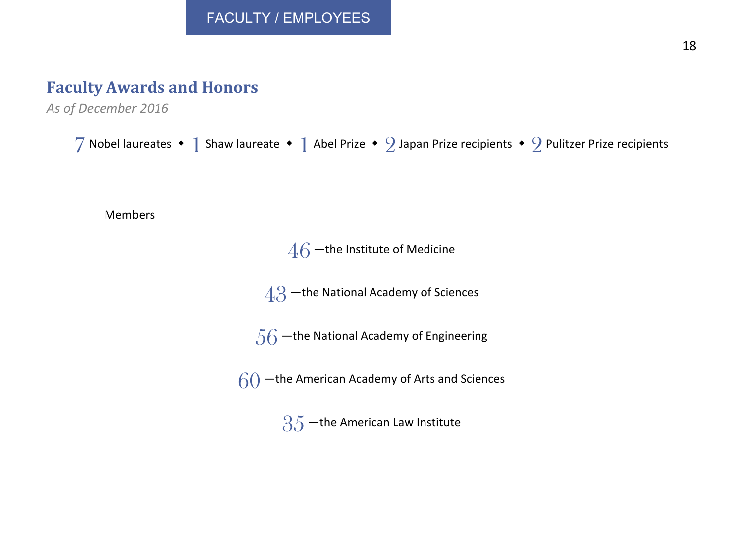FACULTY / EMPLOYEES

## Faculty Awards and Honors

*As of December 2016*

7 Nobel laureates ◆ 1 Shaw laureate ◆ 1 Abel Prize ◆ 2 Japan Prize recipients ◆ 2 Pulitzer Prize recipients

Members

46 —the Institute of Medicine

43 —the National Academy of Sciences

56 —the National Academy of Engineering

60 —the American Academy of Arts and Sciences

35 —the American Law Institute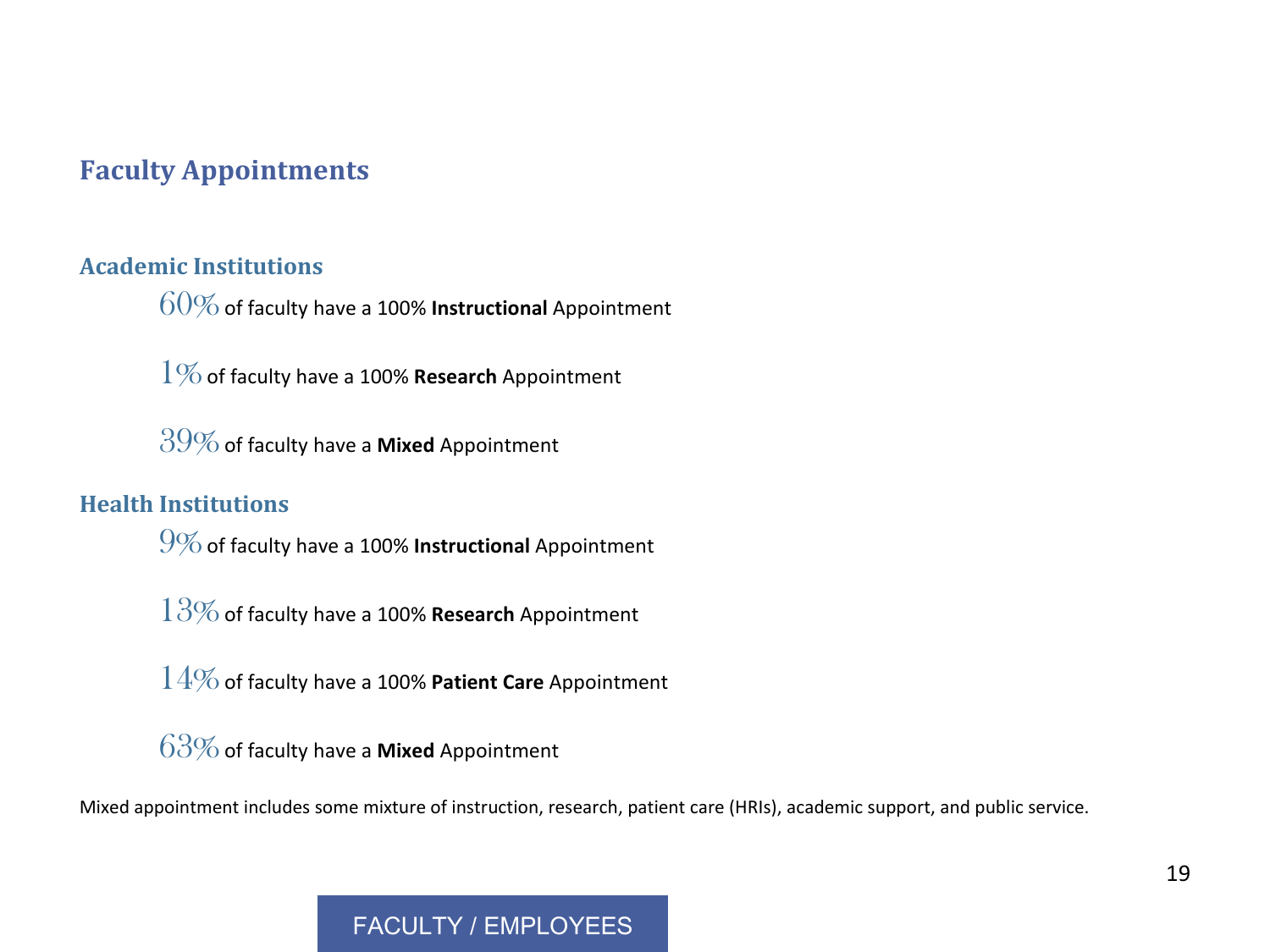## Faculty Appointments

### Academic Institutions

60% of faculty have a 100% **Instructional** Appointment

1% of faculty have a 100% **Research** Appointment

39% of faculty have a **Mixed** Appointment

### Health Institutions

9% of faculty have a 100% **Instructional** Appointment

13% of faculty have a 100% **Research** Appointment

14% of faculty have a 100% **Patient Care** Appointment

63% of faculty have a **Mixed** Appointment

Mixed appointment includes some mixture of instruction, research, patient care (HRIs), academic support, and public service.

FACULTY / EMPLOYEES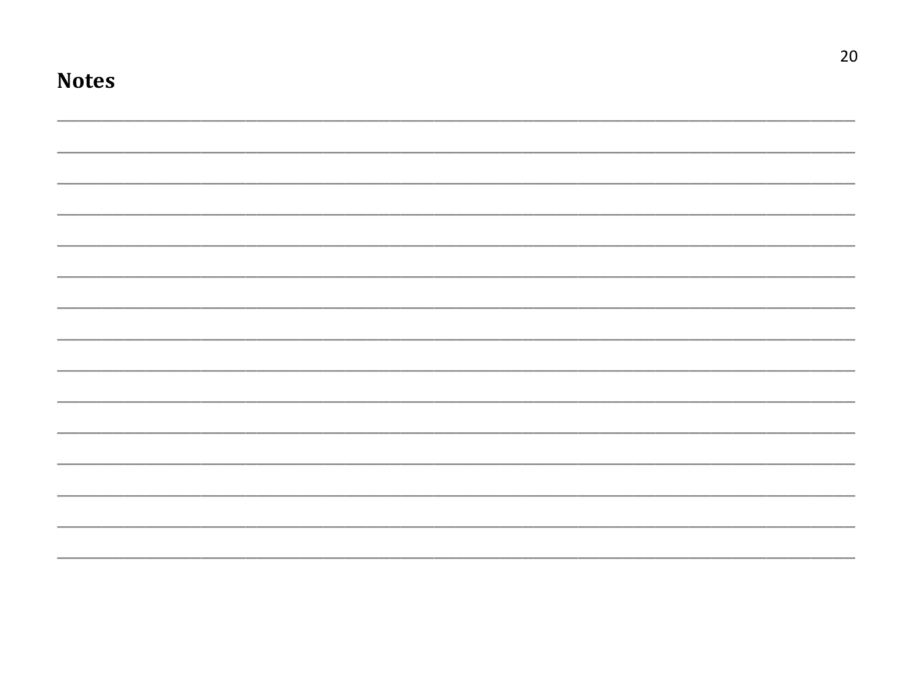## Notes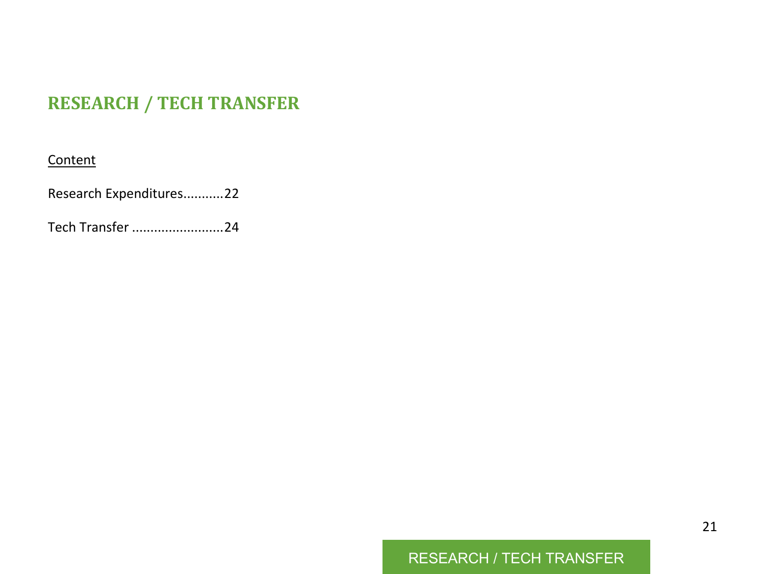# RESEARCH / TECH TRANSFER

Content

Research Expenditures...........22

Tech Transfer .........................24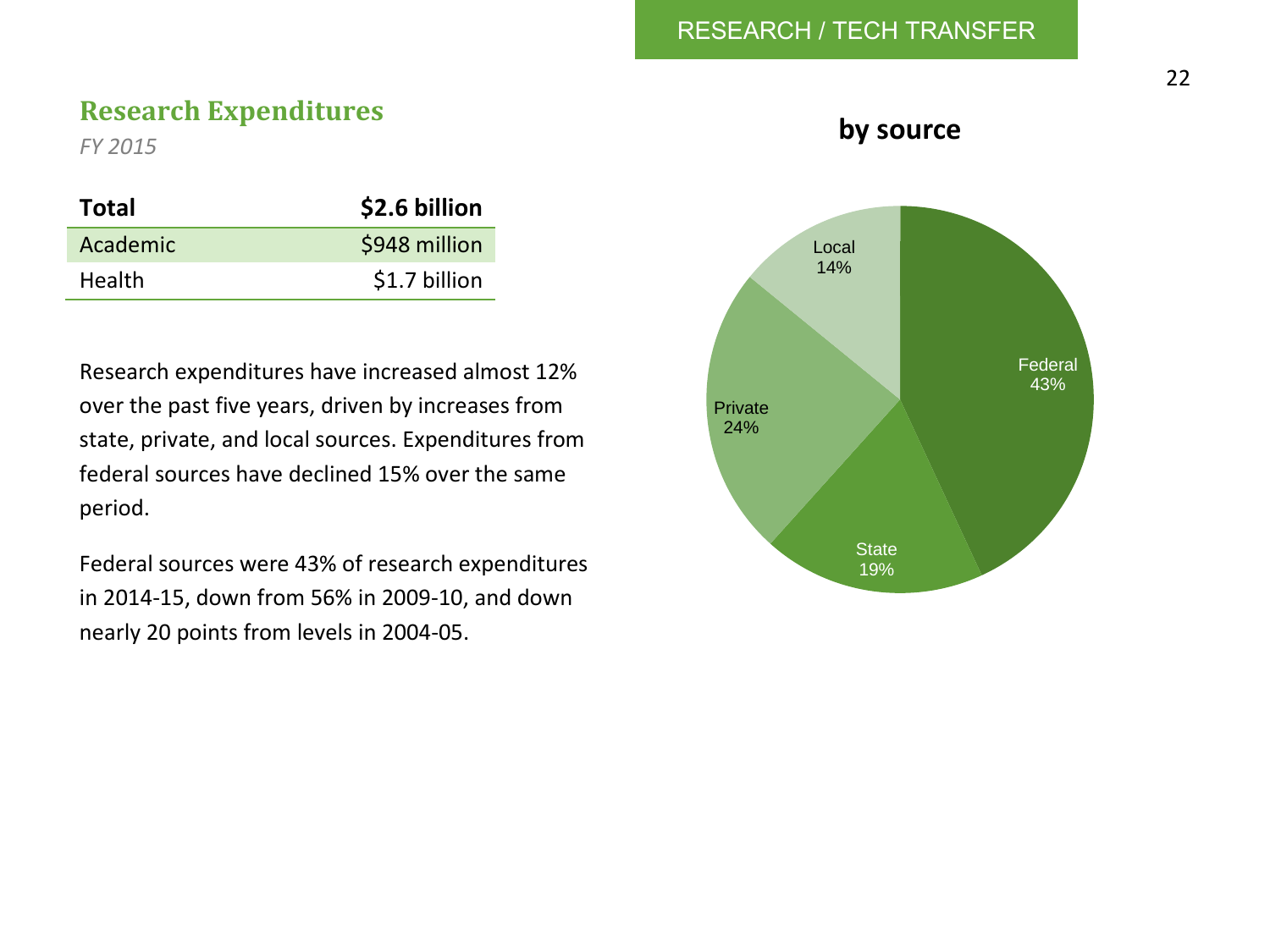## Research Expenditures

*FY 2015*

| Total | $2.6 billion |
|---|---|
| Academic | $948 million |
| Health | $1.7 billion |

Research expenditures have increased almost 12% over the past five years, driven by increases from state, private, and local sources. Expenditures from federal sources have declined 15% over the same period.

Federal sources were 43% of research expenditures in 2014-15, down from 56% in 2009-10, and down nearly 20 points from levels in 2004-05.

### by source

| Source | Share |
|---|---|
| Federal | 43% |
| State | 19% |
| Private | 24% |
| Local | 14% |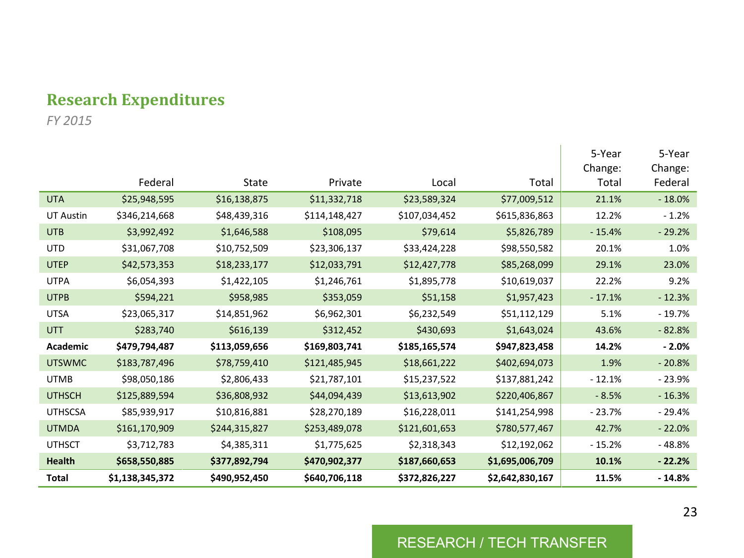## Research Expenditures

*FY 2015*

| | Federal | State | Private | Local | Total | 5-Year Change: Total | 5-Year Change: Federal |
|---|---|---|---|---|---|---|---|
| UTA | $25,948,595 | $16,138,875 | $11,332,718 | $23,589,324 | $77,009,512 | 21.1% | - 18.0% |
| UT Austin | $346,214,668 | $48,439,316 | $114,148,427 | $107,034,452 | $615,836,863 | 12.2% | - 1.2% |
| UTB | $3,992,492 | $1,646,588 | $108,095 | $79,614 | $5,826,789 | - 15.4% | - 29.2% |
| UTD | $31,067,708 | $10,752,509 | $23,306,137 | $33,424,228 | $98,550,582 | 20.1% | 1.0% |
| UTEP | $42,573,353 | $18,233,177 | $12,033,791 | $12,427,778 | $85,268,099 | 29.1% | 23.0% |
| UTPA | $6,054,393 | $1,422,105 | $1,246,761 | $1,895,778 | $10,619,037 | 22.2% | 9.2% |
| UTPB | $594,221 | $958,985 | $353,059 | $51,158 | $1,957,423 | - 17.1% | - 12.3% |
| UTSA | $23,065,317 | $14,851,962 | $6,962,301 | $6,232,549 | $51,112,129 | 5.1% | - 19.7% |
| UTT | $283,740 | $616,139 | $312,452 | $430,693 | $1,643,024 | 43.6% | - 82.8% |
| **Academic** | **$479,794,487** | **$113,059,656** | **$169,803,741** | **$185,165,574** | **$947,823,458** | **14.2%** | **- 2.0%** |
| UTSWMC | $183,787,496 | $78,759,410 | $121,485,945 | $18,661,222 | $402,694,073 | 1.9% | - 20.8% |
| UTMB | $98,050,186 | $2,806,433 | $21,787,101 | $15,237,522 | $137,881,242 | - 12.1% | - 23.9% |
| UTHSCH | $125,889,594 | $36,808,932 | $44,094,439 | $13,613,902 | $220,406,867 | - 8.5% | - 16.3% |
| UTHSCSA | $85,939,917 | $10,816,881 | $28,270,189 | $16,228,011 | $141,254,998 | - 23.7% | - 29.4% |
| UTMDA | $161,170,909 | $244,315,827 | $253,489,078 | $121,601,653 | $780,577,467 | 42.7% | - 22.0% |
| UTHSCT | $3,712,783 | $4,385,311 | $1,775,625 | $2,318,343 | $12,192,062 | - 15.2% | - 48.8% |
| **Health** | **$658,550,885** | **$377,892,794** | **$470,902,377** | **$187,660,653** | **$1,695,006,709** | **10.1%** | **- 22.2%** |
| **Total** | **$1,138,345,372** | **$490,952,450** | **$640,706,118** | **$372,826,227** | **$2,642,830,167** | **11.5%** | **- 14.8%** |

RESEARCH / TECH TRANSFER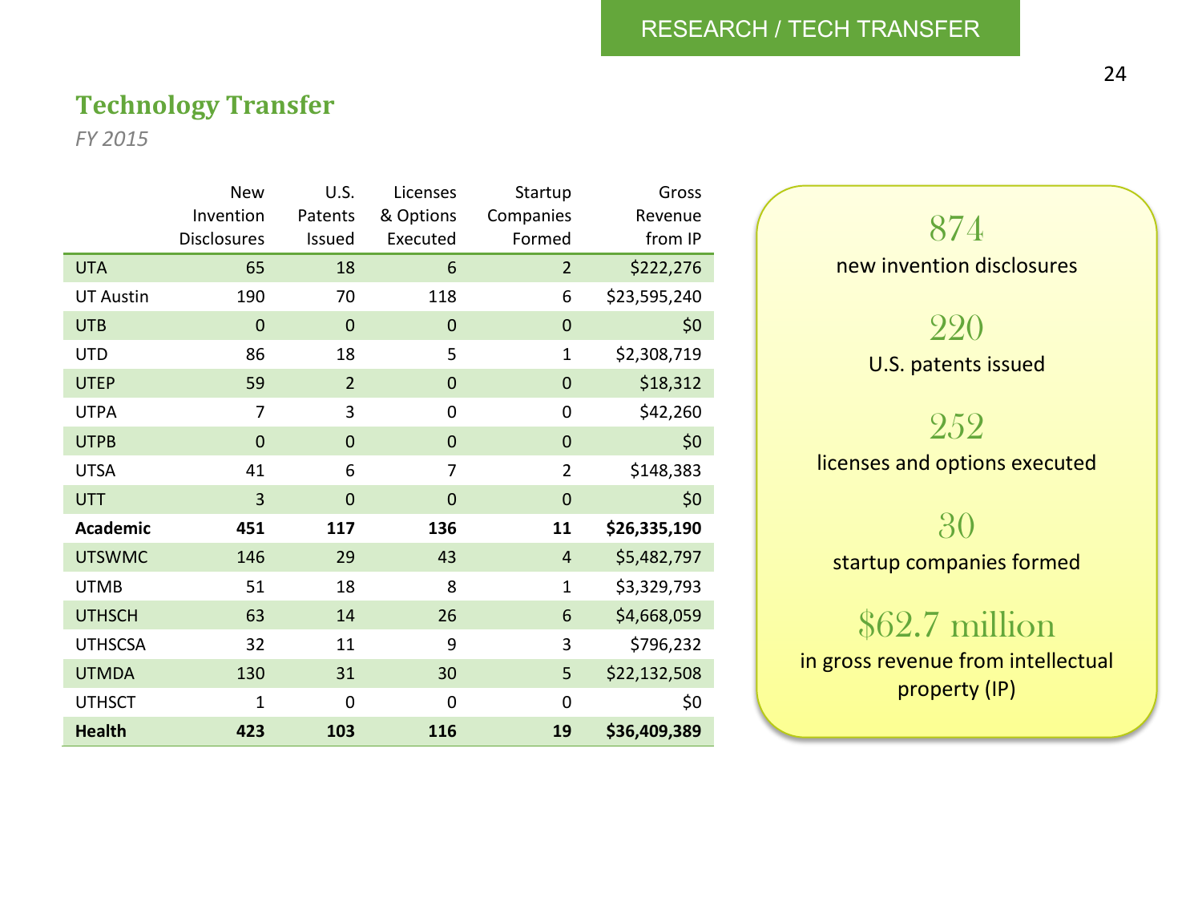## Technology Transfer

*FY 2015*

| | New Invention Disclosures | U.S. Patents Issued | Licenses & Options Executed | Startup Companies Formed | Gross Revenue from IP |
|---|---|---|---|---|---|
| UTA | 65 | 18 | 6 | 2 | $222,276 |
| UT Austin | 190 | 70 | 118 | 6 | $23,595,240 |
| UTB | 0 | 0 | 0 | 0 | $0 |
| UTD | 86 | 18 | 5 | 1 | $2,308,719 |
| UTEP | 59 | 2 | 0 | 0 | $18,312 |
| UTPA | 7 | 3 | 0 | 0 | $42,260 |
| UTPB | 0 | 0 | 0 | 0 | $0 |
| UTSA | 41 | 6 | 7 | 2 | $148,383 |
| UTT | 3 | 0 | 0 | 0 | $0 |
| **Academic** | **451** | **117** | **136** | **11** | **$26,335,190** |
| UTSWMC | 146 | 29 | 43 | 4 | $5,482,797 |
| UTMB | 51 | 18 | 8 | 1 | $3,329,793 |
| UTHSCH | 63 | 14 | 26 | 6 | $4,668,059 |
| UTHSCSA | 32 | 11 | 9 | 3 | $796,232 |
| UTMDA | 130 | 31 | 30 | 5 | $22,132,508 |
| UTHSCT | 1 | 0 | 0 | 0 | $0 |
| **Health** | **423** | **103** | **116** | **19** | **$36,409,389** |

874
new invention disclosures

220
U.S. patents issued

252
licenses and options executed

30
startup companies formed

$62.7 million
in gross revenue from intellectual property (IP)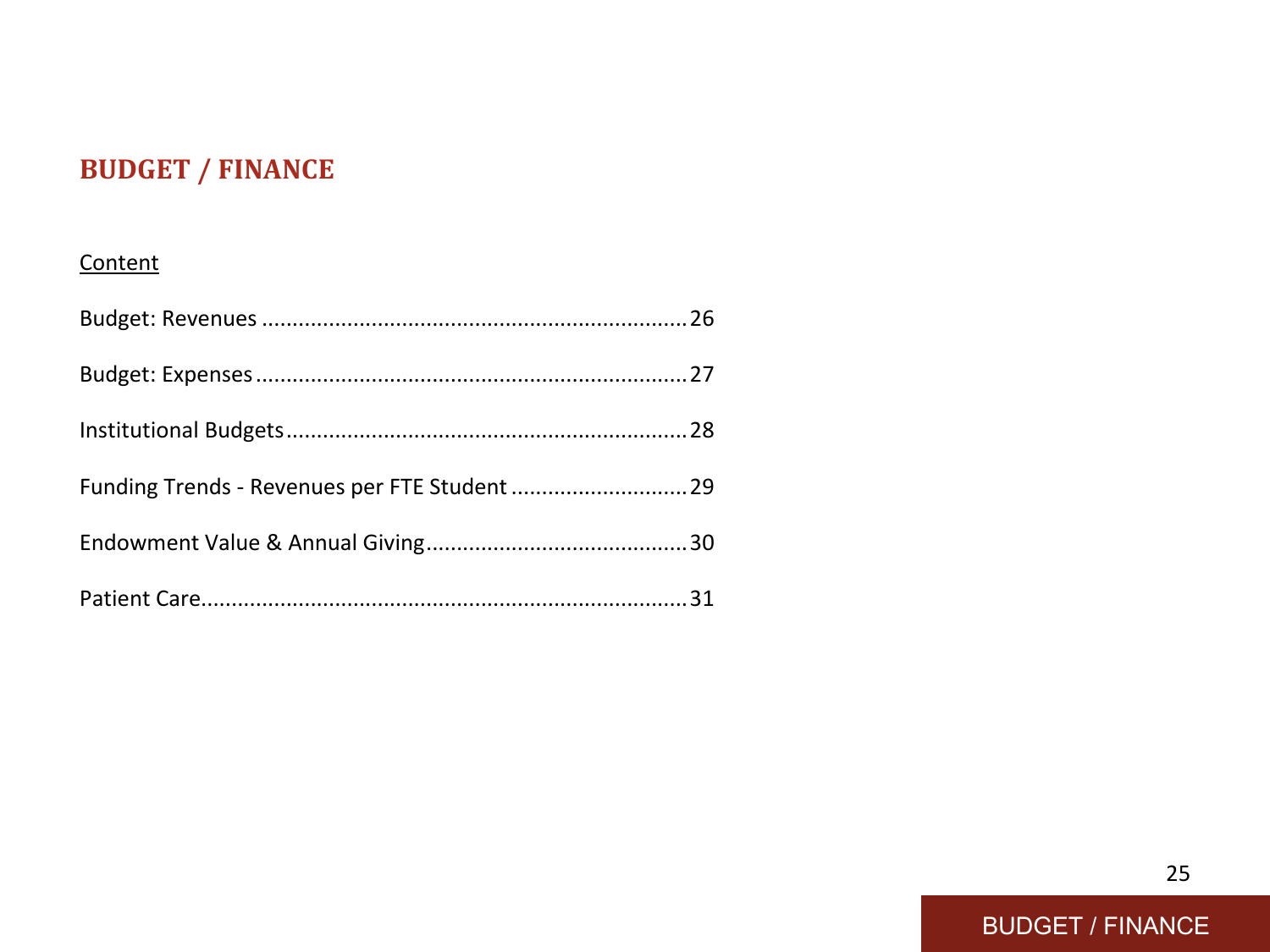# BUDGET / FINANCE

Content

Budget: Revenues ........................................................................ 26

Budget: Expenses ........................................................................ 27

Institutional Budgets .................................................................... 28

Funding Trends - Revenues per FTE Student ............................ 29

Endowment Value & Annual Giving ........................................... 30

Patient Care.................................................................................. 31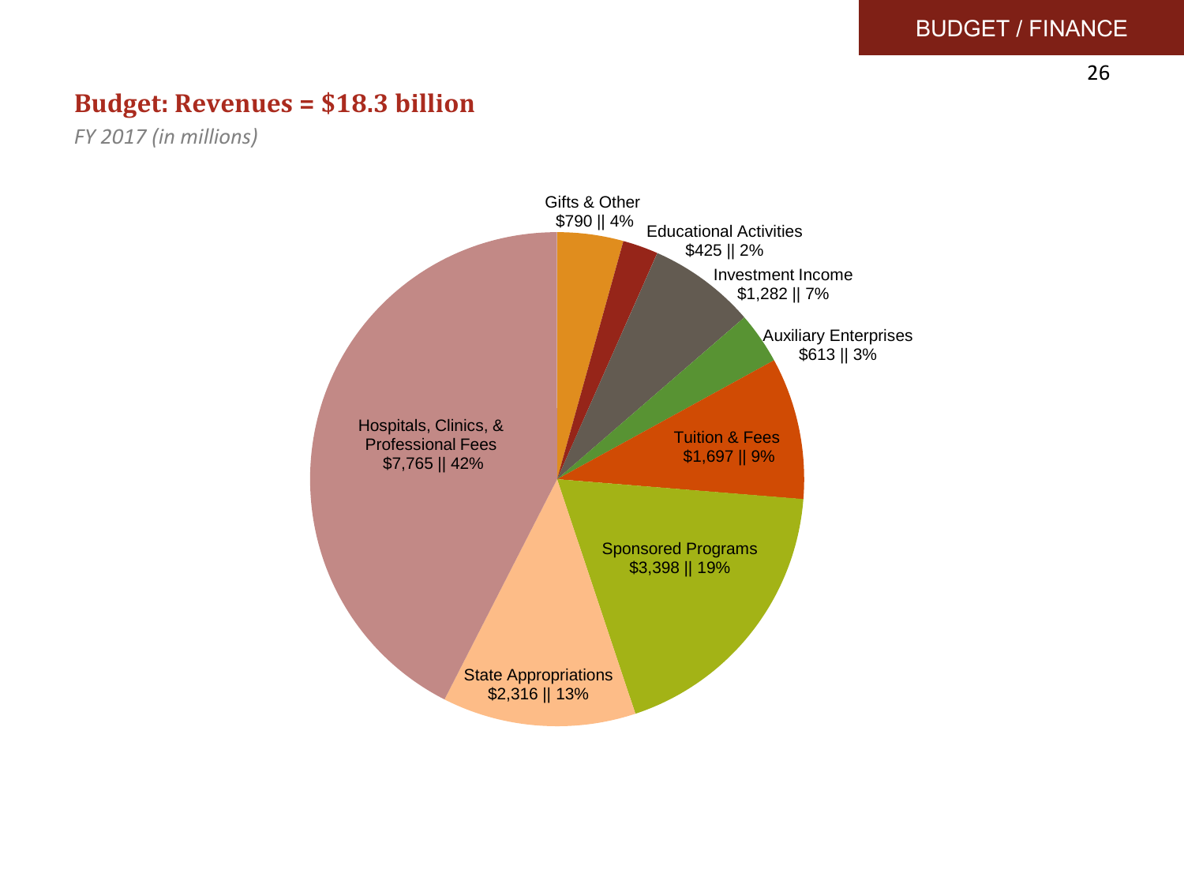## Budget: Revenues = $18.3 billion

*FY 2017 (in millions)*

Gifts & Other
$790 || 4%

Educational Activities
$425 || 2%

Investment Income
$1,282 || 7%

Auxiliary Enterprises
$613 || 3%

Tuition & Fees
$1,697 || 9%

Sponsored Programs
$3,398 || 19%

State Appropriations
$2,316 || 13%

Hospitals, Clinics, & Professional Fees
$7,765 || 42%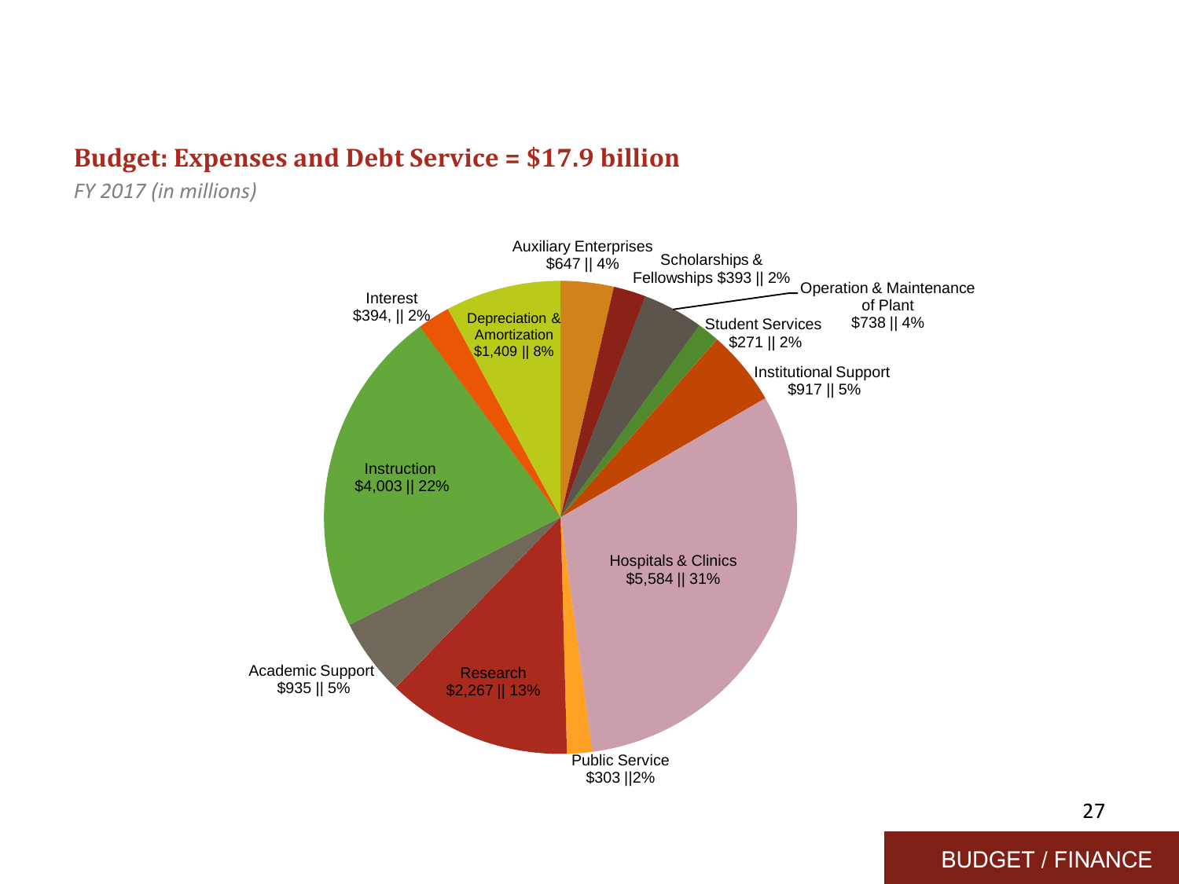## Budget: Expenses and Debt Service = $17.9 billion

*FY 2017 (in millions)*

Auxiliary Enterprises $647 || 4%

Scholarships & Fellowships $393 || 2%

Operation & Maintenance of Plant $738 || 4%

Student Services $271 || 2%

Institutional Support $917 || 5%

Hospitals & Clinics $5,584 || 31%

Public Service $303 ||2%

Research $2,267 || 13%

Academic Support $935 || 5%

Instruction $4,003 || 22%

Interest $394, || 2%

Depreciation & Amortization $1,409 || 8%

BUDGET / FINANCE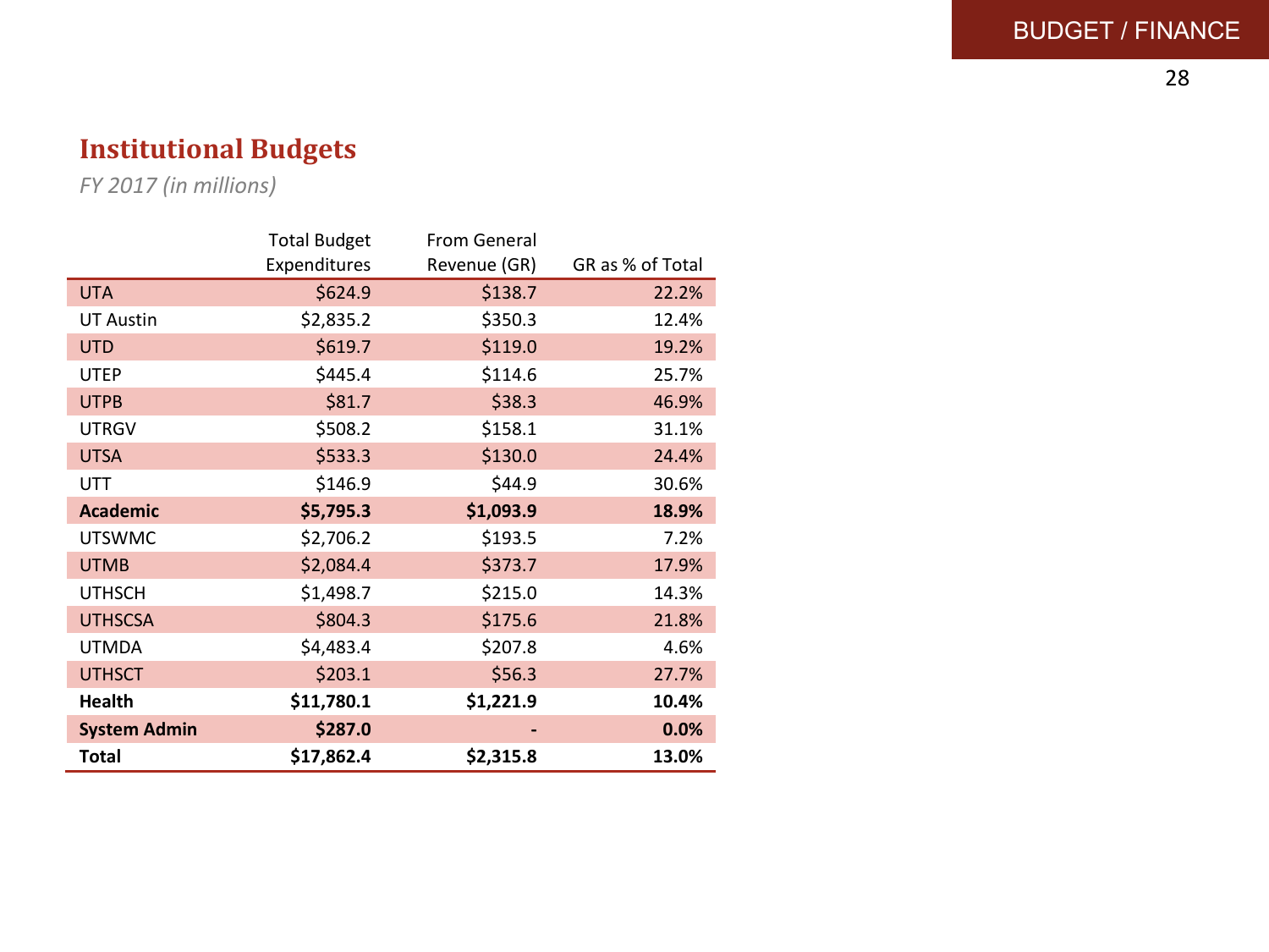## Institutional Budgets

*FY 2017 (in millions)*

| | Total Budget Expenditures | From General Revenue (GR) | GR as % of Total |
|---|---|---|---|
| UTA | $624.9 | $138.7 | 22.2% |
| UT Austin | $2,835.2 | $350.3 | 12.4% |
| UTD | $619.7 | $119.0 | 19.2% |
| UTEP | $445.4 | $114.6 | 25.7% |
| UTPB | $81.7 | $38.3 | 46.9% |
| UTRGV | $508.2 | $158.1 | 31.1% |
| UTSA | $533.3 | $130.0 | 24.4% |
| UTT | $146.9 | $44.9 | 30.6% |
| **Academic** | **$5,795.3** | **$1,093.9** | **18.9%** |
| UTSWMC | $2,706.2 | $193.5 | 7.2% |
| UTMB | $2,084.4 | $373.7 | 17.9% |
| UTHSCH | $1,498.7 | $215.0 | 14.3% |
| UTHSCSA | $804.3 | $175.6 | 21.8% |
| UTMDA | $4,483.4 | $207.8 | 4.6% |
| UTHSCT | $203.1 | $56.3 | 27.7% |
| **Health** | **$11,780.1** | **$1,221.9** | **10.4%** |
| **System Admin** | **$287.0** | **-** | **0.0%** |
| **Total** | **$17,862.4** | **$2,315.8** | **13.0%** |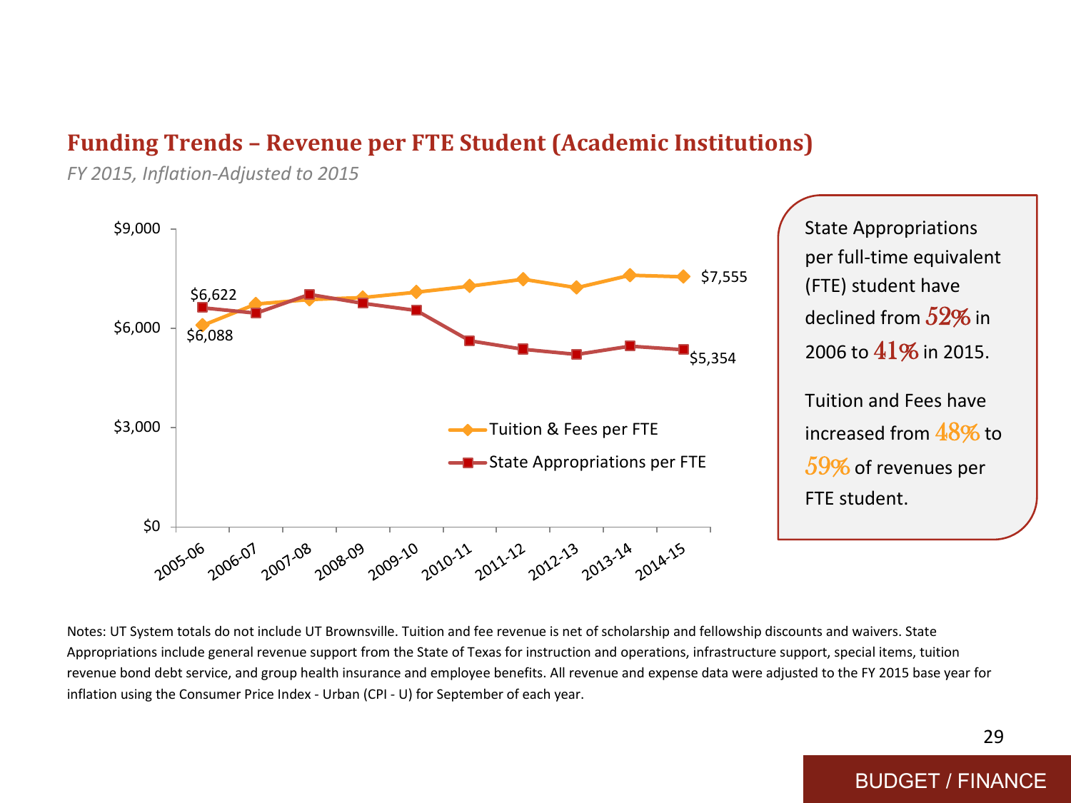## Funding Trends – Revenue per FTE Student (Academic Institutions)

*FY 2015, Inflation-Adjusted to 2015*

| | 2005-06 | 2014-15 |
|---|---|---|
| Tuition & Fees per FTE | $6,088 | $7,555 |
| State Appropriations per FTE | $6,622 | $5,354 |

State Appropriations per full-time equivalent (FTE) student have declined from **52%** in 2006 to **41%** in 2015.

Tuition and Fees have increased from **48%** to **59%** of revenues per FTE student.

Notes: UT System totals do not include UT Brownsville. Tuition and fee revenue is net of scholarship and fellowship discounts and waivers. State Appropriations include general revenue support from the State of Texas for instruction and operations, infrastructure support, special items, tuition revenue bond debt service, and group health insurance and employee benefits. All revenue and expense data were adjusted to the FY 2015 base year for inflation using the Consumer Price Index - Urban (CPI - U) for September of each year.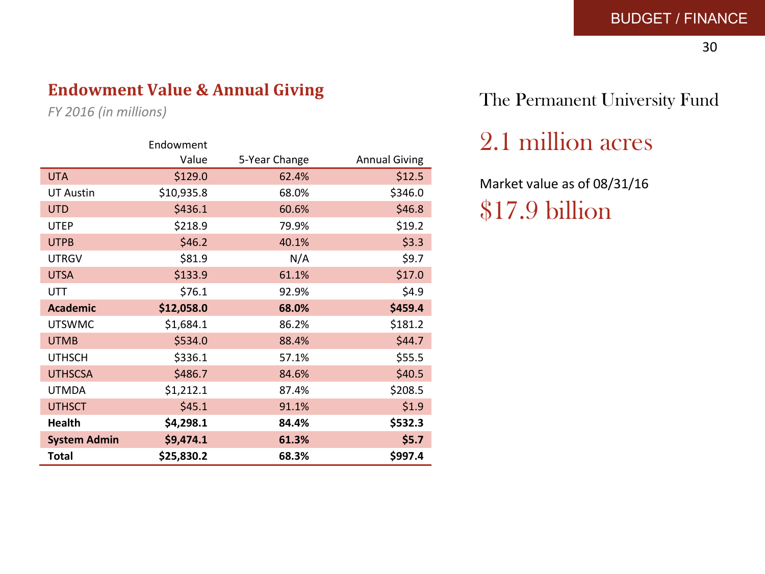## Endowment Value & Annual Giving

*FY 2016 (in millions)*

| | Endowment Value | 5-Year Change | Annual Giving |
|---|---|---|---|
| UTA | $129.0 | 62.4% | $12.5 |
| UT Austin | $10,935.8 | 68.0% | $346.0 |
| UTD | $436.1 | 60.6% | $46.8 |
| UTEP | $218.9 | 79.9% | $19.2 |
| UTPB | $46.2 | 40.1% | $3.3 |
| UTRGV | $81.9 | N/A | $9.7 |
| UTSA | $133.9 | 61.1% | $17.0 |
| UTT | $76.1 | 92.9% | $4.9 |
| **Academic** | **$12,058.0** | **68.0%** | **$459.4** |
| UTSWMC | $1,684.1 | 86.2% | $181.2 |
| UTMB | $534.0 | 88.4% | $44.7 |
| UTHSCH | $336.1 | 57.1% | $55.5 |
| UTHSCSA | $486.7 | 84.6% | $40.5 |
| UTMDA | $1,212.1 | 87.4% | $208.5 |
| UTHSCT | $45.1 | 91.1% | $1.9 |
| **Health** | **$4,298.1** | **84.4%** | **$532.3** |
| **System Admin** | **$9,474.1** | **61.3%** | **$5.7** |
| **Total** | **$25,830.2** | **68.3%** | **$997.4** |

## The Permanent University Fund

### 2.1 million acres

Market value as of 08/31/16

### $17.9 billion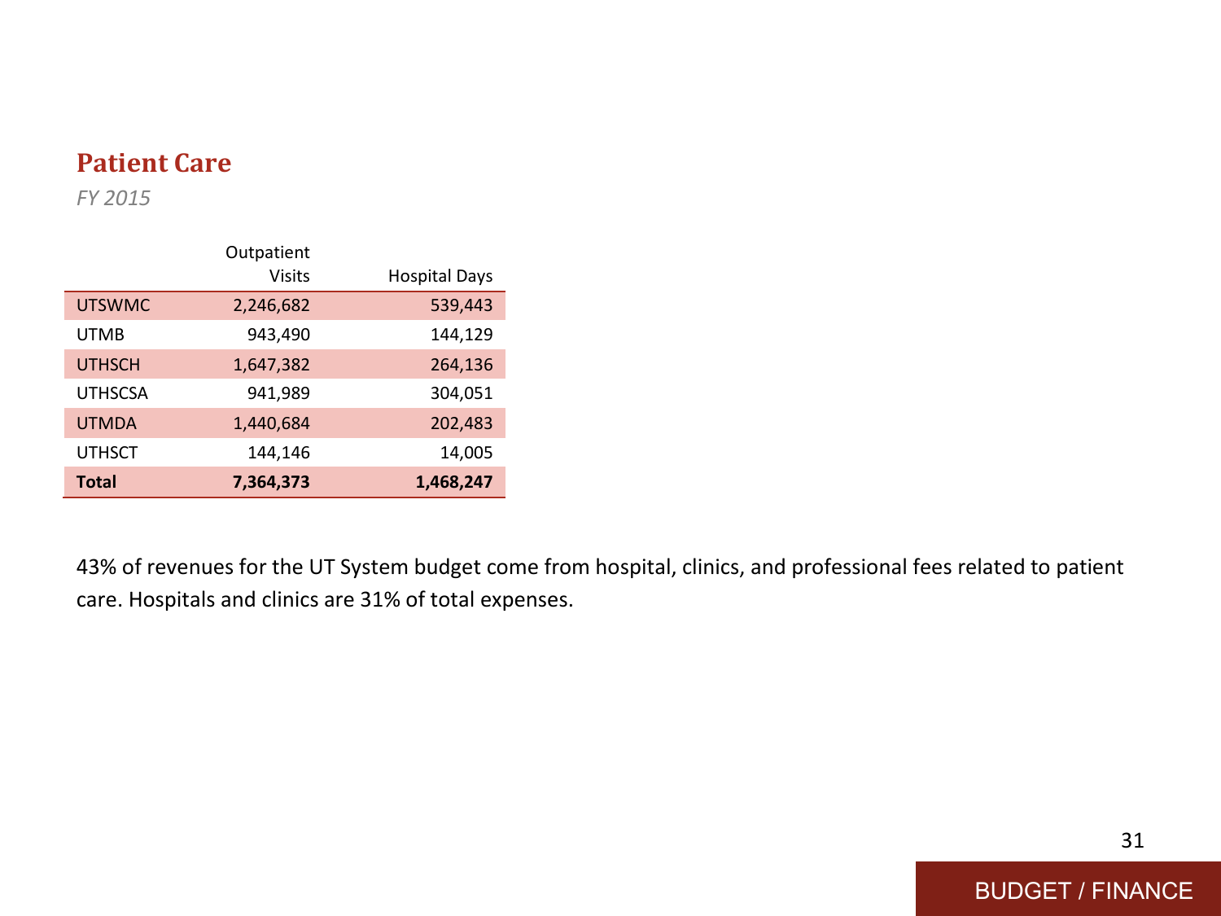## Patient Care

*FY 2015*

| | Outpatient Visits | Hospital Days |
|---|---|---|
| UTSWMC | 2,246,682 | 539,443 |
| UTMB | 943,490 | 144,129 |
| UTHSCH | 1,647,382 | 264,136 |
| UTHSCSA | 941,989 | 304,051 |
| UTMDA | 1,440,684 | 202,483 |
| UTHSCT | 144,146 | 14,005 |
| **Total** | **7,364,373** | **1,468,247** |

43% of revenues for the UT System budget come from hospital, clinics, and professional fees related to patient care. Hospitals and clinics are 31% of total expenses.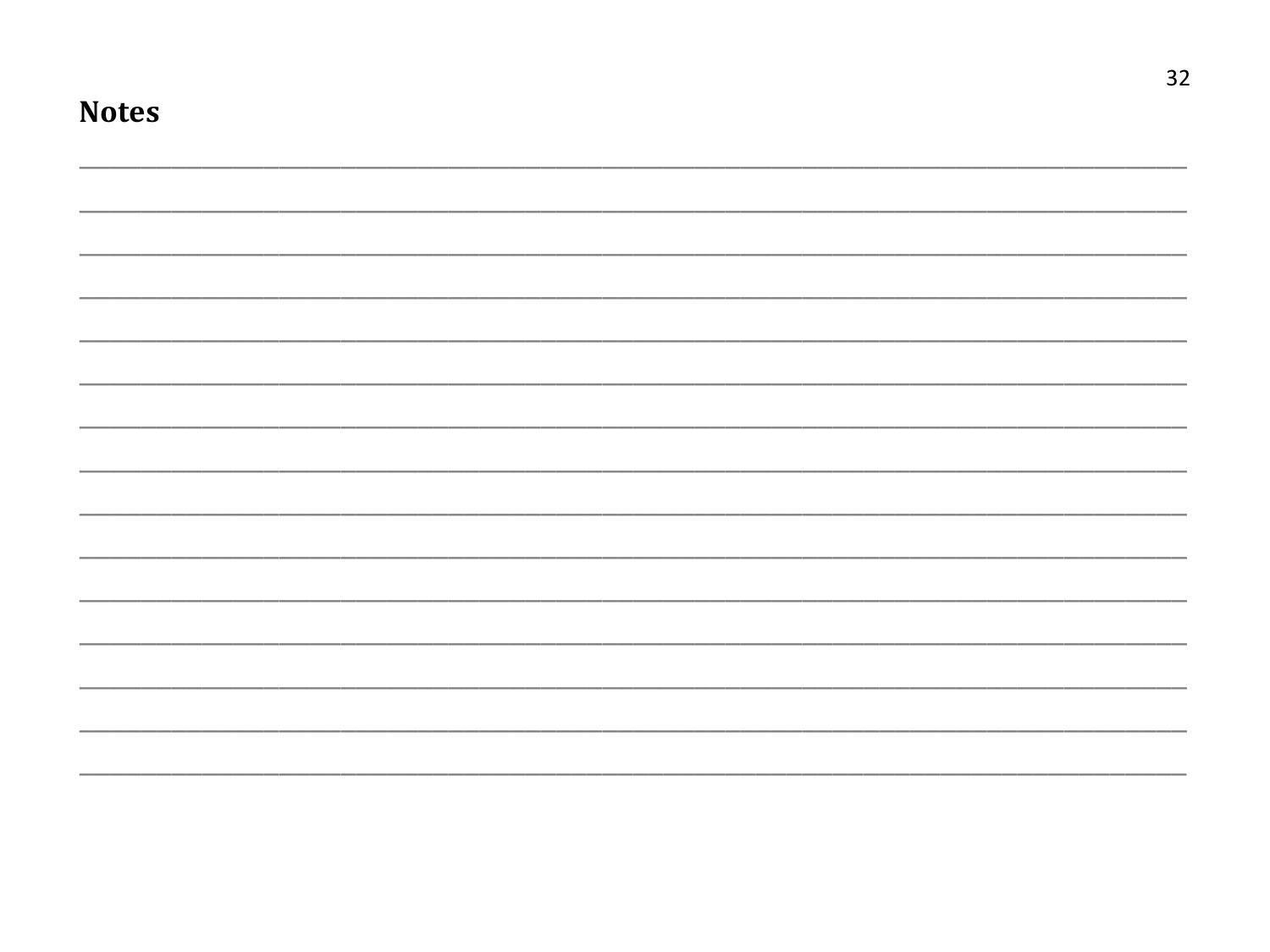## Notes